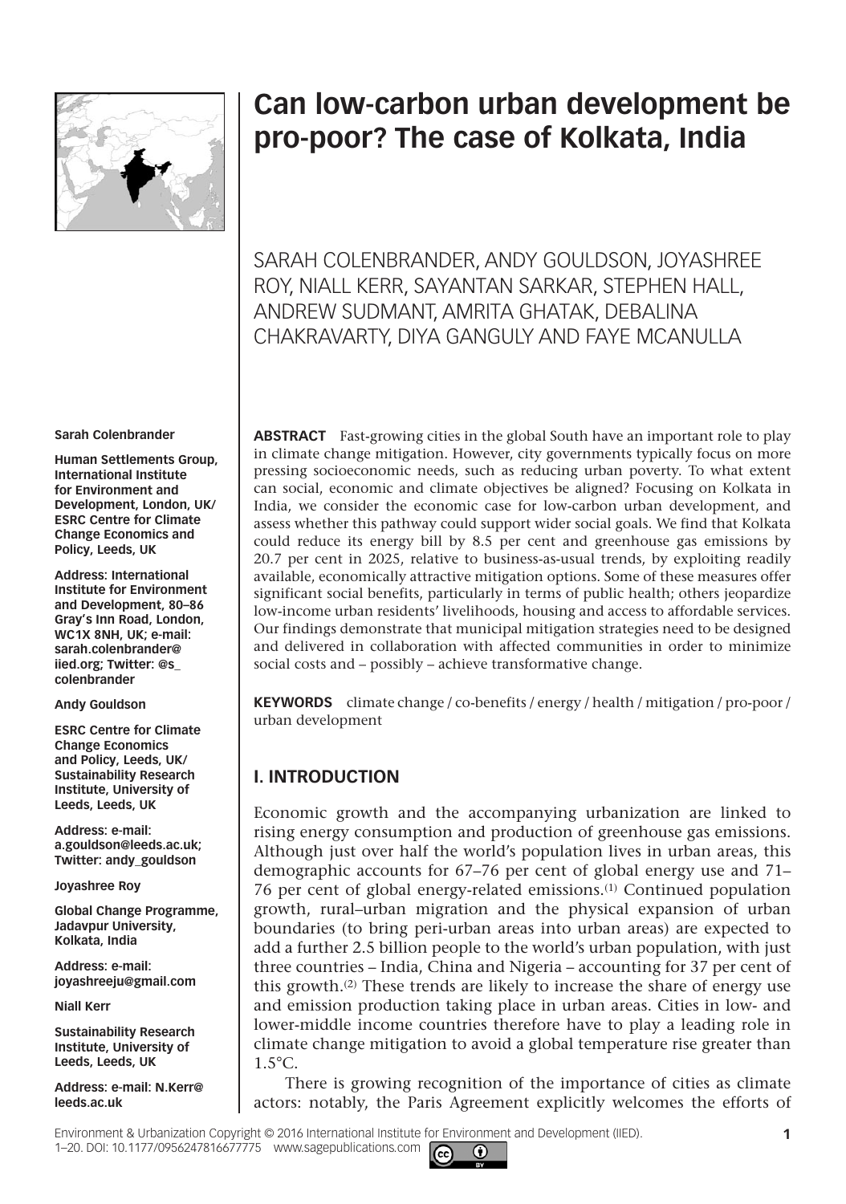# Can low-carbon urban development be pro-poor? The case of Kolkata, India

SARAH COLENBRANDER, ANDY GOULDSON, JOYASHREE ROY, NIALL KERR, SAYANTAN SARKAR, STEPHEN HALL, ANDREW SUDMANT, AMRITA GHATAK, DEBALINA CHAKRAVARTY, DIYA GANGULY AND FAYE MCANULLA

**Sarah Colenbrander**

**Human Settlements Group, International Institute for Environment and Development, London, UK/ ESRC Centre for Climate Change Economics and Policy, Leeds, UK**

**Address: International Institute for Environment and Development, 80–86 Gray's Inn Road, London, WC1X 8NH, UK; e-mail: sarah.colenbrander@iied.org; Twitter: @s_colenbrander**

**Andy Gouldson**

**ESRC Centre for Climate Change Economics and Policy, Leeds, UK/ Sustainability Research Institute, University of Leeds, Leeds, UK**

**Address: e-mail: a.gouldson@leeds.ac.uk; Twitter: andy_gouldson**

**Joyashree Roy**

**Global Change Programme, Jadavpur University, Kolkata, India**

**Address: e-mail: joyashreeju@gmail.com**

**Niall Kerr**

**Sustainability Research Institute, University of Leeds, Leeds, UK**

**Address: e-mail: N.Kerr@leeds.ac.uk**

**ABSTRACT** Fast-growing cities in the global South have an important role to play in climate change mitigation. However, city governments typically focus on more pressing socioeconomic needs, such as reducing urban poverty. To what extent can social, economic and climate objectives be aligned? Focusing on Kolkata in India, we consider the economic case for low-carbon urban development, and assess whether this pathway could support wider social goals. We find that Kolkata could reduce its energy bill by 8.5 per cent and greenhouse gas emissions by 20.7 per cent in 2025, relative to business-as-usual trends, by exploiting readily available, economically attractive mitigation options. Some of these measures offer significant social benefits, particularly in terms of public health; others jeopardize low-income urban residents' livelihoods, housing and access to affordable services. Our findings demonstrate that municipal mitigation strategies need to be designed and delivered in collaboration with affected communities in order to minimize social costs and – possibly – achieve transformative change.

**KEYWORDS** climate change / co-benefits / energy / health / mitigation / pro-poor / urban development

## I. INTRODUCTION

Economic growth and the accompanying urbanization are linked to rising energy consumption and production of greenhouse gas emissions. Although just over half the world's population lives in urban areas, this demographic accounts for 67–76 per cent of global energy use and 71–76 per cent of global energy-related emissions.[(1)] Continued population growth, rural–urban migration and the physical expansion of urban boundaries (to bring peri-urban areas into urban areas) are expected to add a further 2.5 billion people to the world's urban population, with just three countries – India, China and Nigeria – accounting for 37 per cent of this growth.[(2)] These trends are likely to increase the share of energy use and emission production taking place in urban areas. Cities in low- and lower-middle income countries therefore have to play a leading role in climate change mitigation to avoid a global temperature rise greater than 1.5°C.

There is growing recognition of the importance of cities as climate actors: notably, the Paris Agreement explicitly welcomes the efforts of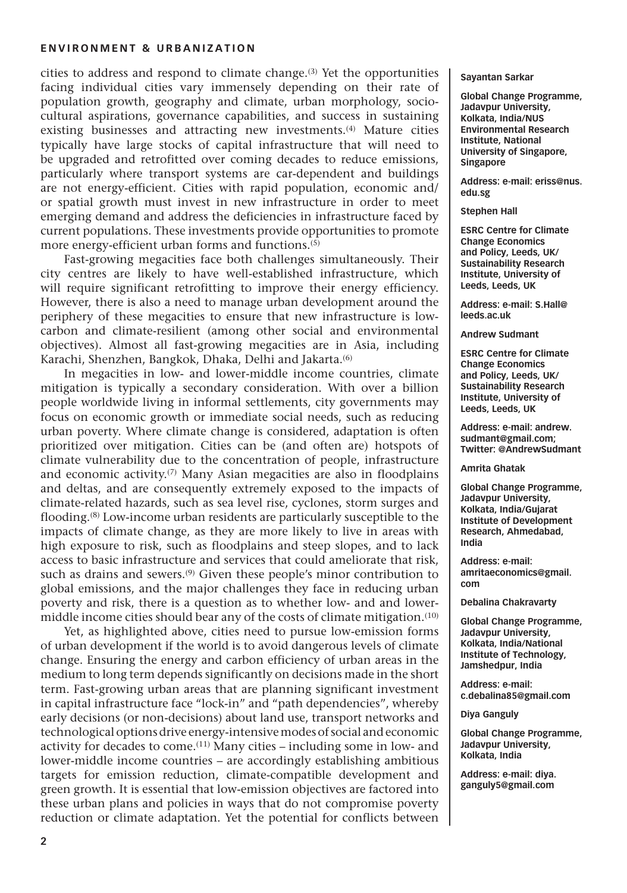cities to address and respond to climate change.[3] Yet the opportunities facing individual cities vary immensely depending on their rate of population growth, geography and climate, urban morphology, socio-cultural aspirations, governance capabilities, and success in sustaining existing businesses and attracting new investments.[4] Mature cities typically have large stocks of capital infrastructure that will need to be upgraded and retrofitted over coming decades to reduce emissions, particularly where transport systems are car-dependent and buildings are not energy-efficient. Cities with rapid population, economic and/or spatial growth must invest in new infrastructure in order to meet emerging demand and address the deficiencies in infrastructure faced by current populations. These investments provide opportunities to promote more energy-efficient urban forms and functions.[5]

Fast-growing megacities face both challenges simultaneously. Their city centres are likely to have well-established infrastructure, which will require significant retrofitting to improve their energy efficiency. However, there is also a need to manage urban development around the periphery of these megacities to ensure that new infrastructure is low-carbon and climate-resilient (among other social and environmental objectives). Almost all fast-growing megacities are in Asia, including Karachi, Shenzhen, Bangkok, Dhaka, Delhi and Jakarta.[6]

In megacities in low- and lower-middle income countries, climate mitigation is typically a secondary consideration. With over a billion people worldwide living in informal settlements, city governments may focus on economic growth or immediate social needs, such as reducing urban poverty. Where climate change is considered, adaptation is often prioritized over mitigation. Cities can be (and often are) hotspots of climate vulnerability due to the concentration of people, infrastructure and economic activity.[7] Many Asian megacities are also in floodplains and deltas, and are consequently extremely exposed to the impacts of climate-related hazards, such as sea level rise, cyclones, storm surges and flooding.[8] Low-income urban residents are particularly susceptible to the impacts of climate change, as they are more likely to live in areas with high exposure to risk, such as floodplains and steep slopes, and to lack access to basic infrastructure and services that could ameliorate that risk, such as drains and sewers.[9] Given these people's minor contribution to global emissions, and the major challenges they face in reducing urban poverty and risk, there is a question as to whether low- and lower-middle income cities should bear any of the costs of climate mitigation.[10]

Yet, as highlighted above, cities need to pursue low-emission forms of urban development if the world is to avoid dangerous levels of climate change. Ensuring the energy and carbon efficiency of urban areas in the medium to long term depends significantly on decisions made in the short term. Fast-growing urban areas that are planning significant investment in capital infrastructure face "lock-in" and "path dependencies", whereby early decisions (or non-decisions) about land use, transport networks and technological options drive energy-intensive modes of social and economic activity for decades to come.[11] Many cities – including some in low- and lower-middle income countries – are accordingly establishing ambitious targets for emission reduction, climate-compatible development and green growth. It is essential that low-emission objectives are factored into these urban plans and policies in ways that do not compromise poverty reduction or climate adaptation. Yet the potential for conflicts between

**Sayantan Sarkar**

**Global Change Programme, Jadavpur University, Kolkata, India/NUS Environmental Research Institute, National University of Singapore, Singapore**

**Address: e-mail: eriss@nus.edu.sg**

**Stephen Hall**

**ESRC Centre for Climate Change Economics and Policy, Leeds, UK/Sustainability Research Institute, University of Leeds, Leeds, UK**

**Address: e-mail: S.Hall@leeds.ac.uk**

**Andrew Sudmant**

**ESRC Centre for Climate Change Economics and Policy, Leeds, UK/Sustainability Research Institute, University of Leeds, Leeds, UK**

**Address: e-mail: andrew.sudmant@gmail.com; Twitter: @AndrewSudmant**

**Amrita Ghatak**

**Global Change Programme, Jadavpur University, Kolkata, India/Gujarat Institute of Development Research, Ahmedabad, India**

**Address: e-mail: amritaeconomics@gmail.com**

**Debalina Chakravarty**

**Global Change Programme, Jadavpur University, Kolkata, India/National Institute of Technology, Jamshedpur, India**

**Address: e-mail: c.debalina85@gmail.com**

**Diya Ganguly**

**Global Change Programme, Jadavpur University, Kolkata, India**

**Address: e-mail: diya.ganguly5@gmail.com**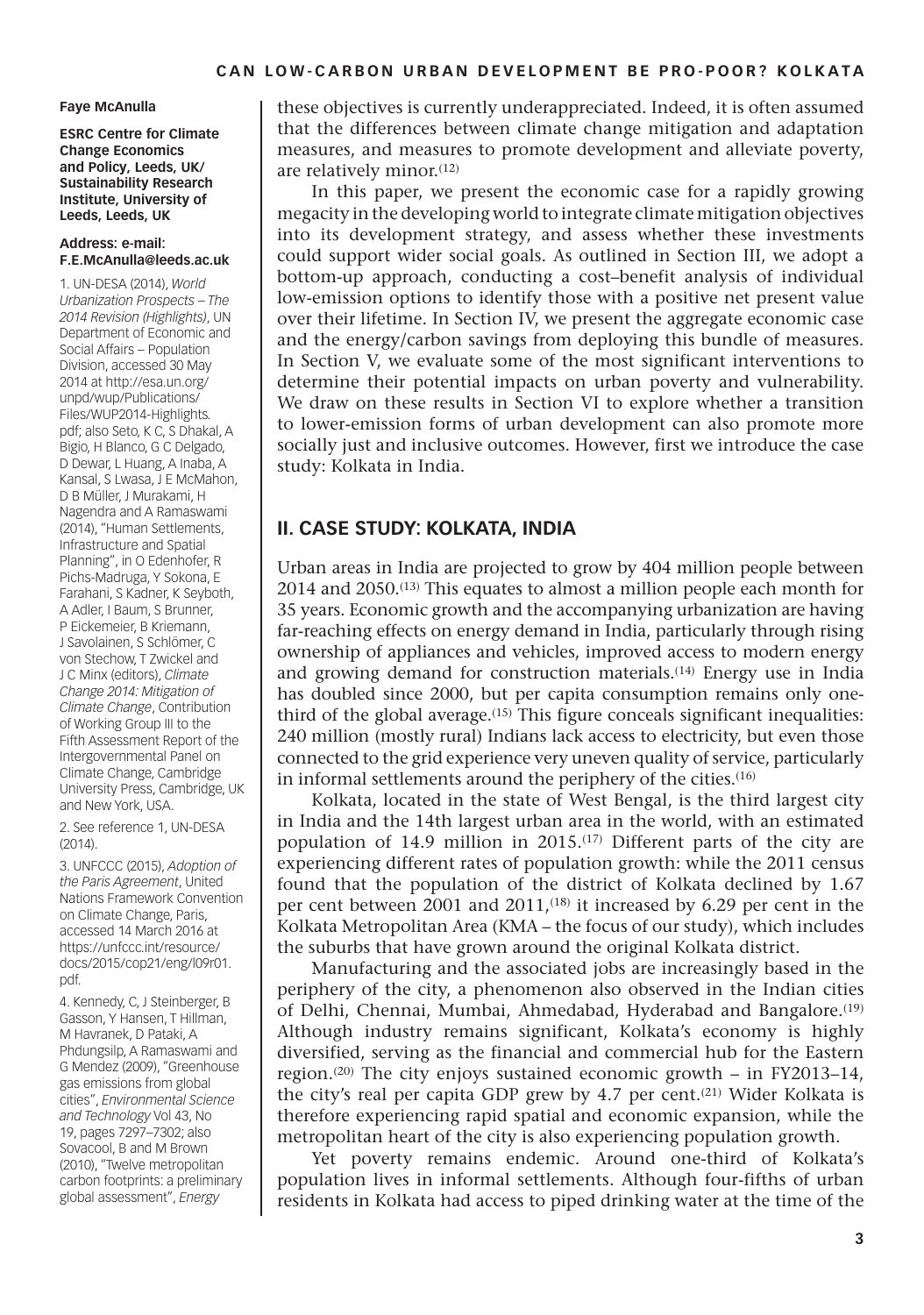these objectives is currently underappreciated. Indeed, it is often assumed that the differences between climate change mitigation and adaptation measures, and measures to promote development and alleviate poverty, are relatively minor.[12]

In this paper, we present the economic case for a rapidly growing megacity in the developing world to integrate climate mitigation objectives into its development strategy, and assess whether these investments could support wider social goals. As outlined in Section III, we adopt a bottom-up approach, conducting a cost–benefit analysis of individual low-emission options to identify those with a positive net present value over their lifetime. In Section IV, we present the aggregate economic case and the energy/carbon savings from deploying this bundle of measures. In Section V, we evaluate some of the most significant interventions to determine their potential impacts on urban poverty and vulnerability. We draw on these results in Section VI to explore whether a transition to lower-emission forms of urban development can also promote more socially just and inclusive outcomes. However, first we introduce the case study: Kolkata in India.

## II. CASE STUDY: KOLKATA, INDIA

Urban areas in India are projected to grow by 404 million people between 2014 and 2050.[13] This equates to almost a million people each month for 35 years. Economic growth and the accompanying urbanization are having far-reaching effects on energy demand in India, particularly through rising ownership of appliances and vehicles, improved access to modern energy and growing demand for construction materials.[14] Energy use in India has doubled since 2000, but per capita consumption remains only one-third of the global average.[15] This figure conceals significant inequalities: 240 million (mostly rural) Indians lack access to electricity, but even those connected to the grid experience very uneven quality of service, particularly in informal settlements around the periphery of the cities.[16]

Kolkata, located in the state of West Bengal, is the third largest city in India and the 14th largest urban area in the world, with an estimated population of 14.9 million in 2015.[17] Different parts of the city are experiencing different rates of population growth: while the 2011 census found that the population of the district of Kolkata declined by 1.67 per cent between 2001 and 2011,[18] it increased by 6.29 per cent in the Kolkata Metropolitan Area (KMA – the focus of our study), which includes the suburbs that have grown around the original Kolkata district.

Manufacturing and the associated jobs are increasingly based in the periphery of the city, a phenomenon also observed in the Indian cities of Delhi, Chennai, Mumbai, Ahmedabad, Hyderabad and Bangalore.[19] Although industry remains significant, Kolkata's economy is highly diversified, serving as the financial and commercial hub for the Eastern region.[20] The city enjoys sustained economic growth – in FY2013–14, the city's real per capita GDP grew by 4.7 per cent.[21] Wider Kolkata is therefore experiencing rapid spatial and economic expansion, while the metropolitan heart of the city is also experiencing population growth.

Yet poverty remains endemic. Around one-third of Kolkata's population lives in informal settlements. Although four-fifths of urban residents in Kolkata had access to piped drinking water at the time of the

**Faye McAnulla**

**ESRC Centre for Climate Change Economics and Policy, Leeds, UK/ Sustainability Research Institute, University of Leeds, Leeds, UK**

**Address: e-mail: F.E.McAnulla@leeds.ac.uk**

1. UN-DESA (2014), *World Urbanization Prospects – The 2014 Revision (Highlights)*, UN Department of Economic and Social Affairs – Population Division, accessed 30 May 2014 at http://esa.un.org/unpd/wup/Publications/Files/WUP2014-Highlights.pdf; also Seto, K C, S Dhakal, A Bigio, H Blanco, G C Delgado, D Dewar, L Huang, A Inaba, A Kansal, S Lwasa, J E McMahon, D B Müller, J Murakami, H Nagendra and A Ramaswami (2014), "Human Settlements, Infrastructure and Spatial Planning", in O Edenhofer, R Pichs-Madruga, Y Sokona, E Farahani, S Kadner, K Seyboth, A Adler, I Baum, S Brunner, P Eickemeier, B Kriemann, J Savolainen, S Schlömer, C von Stechow, T Zwickel and J C Minx (editors), *Climate Change 2014: Mitigation of Climate Change*, Contribution of Working Group III to the Fifth Assessment Report of the Intergovernmental Panel on Climate Change, Cambridge University Press, Cambridge, UK and New York, USA.

2. See reference 1, UN-DESA (2014).

3. UNFCCC (2015), *Adoption of the Paris Agreement*, United Nations Framework Convention on Climate Change, Paris, accessed 14 March 2016 at https://unfccc.int/resource/docs/2015/cop21/eng/l09r01.pdf.

4. Kennedy, C, J Steinberger, B Gasson, Y Hansen, T Hillman, M Havranek, D Pataki, A Phdungsilp, A Ramaswami and G Mendez (2009), "Greenhouse gas emissions from global cities", *Environmental Science and Technology* Vol 43, No 19, pages 7297–7302; also Sovacool, B and M Brown (2010), "Twelve metropolitan carbon footprints: a preliminary global assessment", *Energy*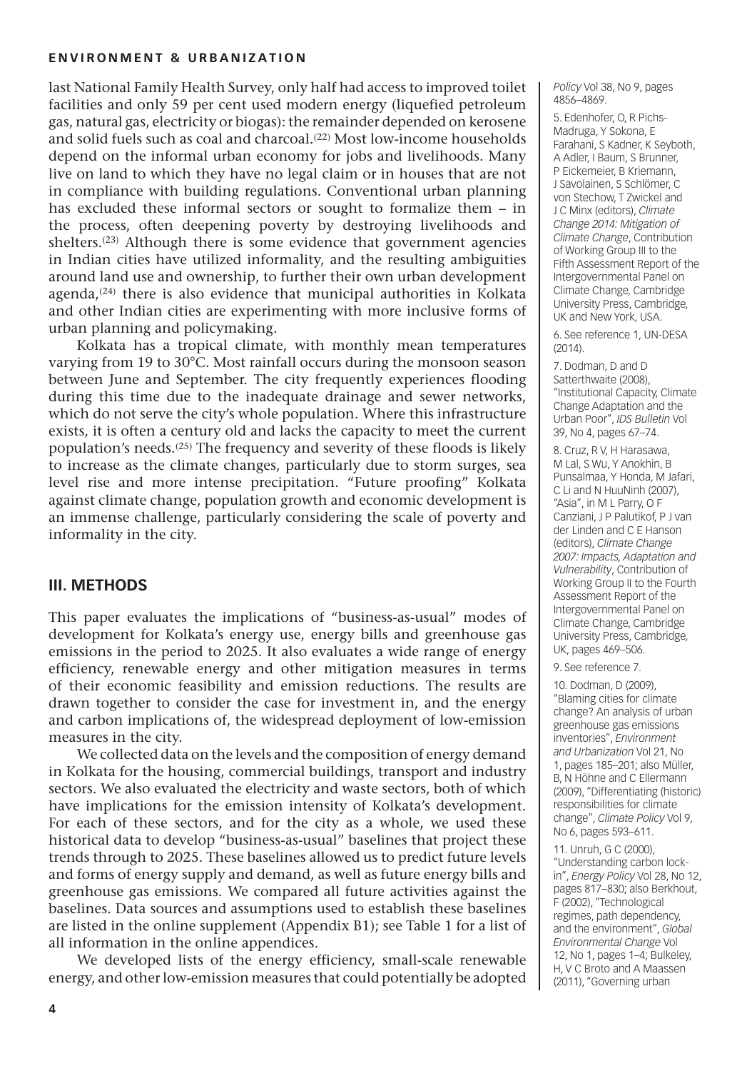last National Family Health Survey, only half had access to improved toilet facilities and only 59 per cent used modern energy (liquefied petroleum gas, natural gas, electricity or biogas): the remainder depended on kerosene and solid fuels such as coal and charcoal.[(22)] Most low-income households depend on the informal urban economy for jobs and livelihoods. Many live on land to which they have no legal claim or in houses that are not in compliance with building regulations. Conventional urban planning has excluded these informal sectors or sought to formalize them – in the process, often deepening poverty by destroying livelihoods and shelters.[(23)] Although there is some evidence that government agencies in Indian cities have utilized informality, and the resulting ambiguities around land use and ownership, to further their own urban development agenda,[(24)] there is also evidence that municipal authorities in Kolkata and other Indian cities are experimenting with more inclusive forms of urban planning and policymaking.

Kolkata has a tropical climate, with monthly mean temperatures varying from 19 to 30°C. Most rainfall occurs during the monsoon season between June and September. The city frequently experiences flooding during this time due to the inadequate drainage and sewer networks, which do not serve the city's whole population. Where this infrastructure exists, it is often a century old and lacks the capacity to meet the current population's needs.[(25)] The frequency and severity of these floods is likely to increase as the climate changes, particularly due to storm surges, sea level rise and more intense precipitation. "Future proofing" Kolkata against climate change, population growth and economic development is an immense challenge, particularly considering the scale of poverty and informality in the city.

## III. METHODS

This paper evaluates the implications of "business-as-usual" modes of development for Kolkata's energy use, energy bills and greenhouse gas emissions in the period to 2025. It also evaluates a wide range of energy efficiency, renewable energy and other mitigation measures in terms of their economic feasibility and emission reductions. The results are drawn together to consider the case for investment in, and the energy and carbon implications of, the widespread deployment of low-emission measures in the city.

We collected data on the levels and the composition of energy demand in Kolkata for the housing, commercial buildings, transport and industry sectors. We also evaluated the electricity and waste sectors, both of which have implications for the emission intensity of Kolkata's development. For each of these sectors, and for the city as a whole, we used these historical data to develop "business-as-usual" baselines that project these trends through to 2025. These baselines allowed us to predict future levels and forms of energy supply and demand, as well as future energy bills and greenhouse gas emissions. We compared all future activities against the baselines. Data sources and assumptions used to establish these baselines are listed in the online supplement (Appendix B1); see Table 1 for a list of all information in the online appendices.

We developed lists of the energy efficiency, small-scale renewable energy, and other low-emission measures that could potentially be adopted

---

*Policy* Vol 38, No 9, pages 4856–4869.

5. Edenhofer, O, R Pichs-Madruga, Y Sokona, E Farahani, S Kadner, K Seyboth, A Adler, I Baum, S Brunner, P Eickemeier, B Kriemann, J Savolainen, S Schlömer, C von Stechow, T Zwickel and J C Minx (editors), *Climate Change 2014: Mitigation of Climate Change*, Contribution of Working Group III to the Fifth Assessment Report of the Intergovernmental Panel on Climate Change, Cambridge University Press, Cambridge, UK and New York, USA.

6. See reference 1, UN-DESA (2014).

7. Dodman, D and D Satterthwaite (2008), "Institutional Capacity, Climate Change Adaptation and the Urban Poor", *IDS Bulletin* Vol 39, No 4, pages 67–74.

8. Cruz, R V, H Harasawa, M Lal, S Wu, Y Anokhin, B Punsalmaa, Y Honda, M Jafari, C Li and N HuuNinh (2007), "Asia", in M L Parry, O F Canziani, J P Palutikof, P J van der Linden and C E Hanson (editors), *Climate Change 2007: Impacts, Adaptation and Vulnerability*, Contribution of Working Group II to the Fourth Assessment Report of the Intergovernmental Panel on Climate Change, Cambridge University Press, Cambridge, UK, pages 469–506.

9. See reference 7.

10. Dodman, D (2009), "Blaming cities for climate change? An analysis of urban greenhouse gas emissions inventories", *Environment and Urbanization* Vol 21, No 1, pages 185–201; also Müller, B, N Höhne and C Ellermann (2009), "Differentiating (historic) responsibilities for climate change", *Climate Policy* Vol 9, No 6, pages 593–611.

11. Unruh, G C (2000), "Understanding carbon lock-in", *Energy Policy* Vol 28, No 12, pages 817–830; also Berkhout, F (2002), "Technological regimes, path dependency, and the environment", *Global Environmental Change* Vol 12, No 1, pages 1–4; Bulkeley, H, V C Broto and A Maassen (2011), "Governing urban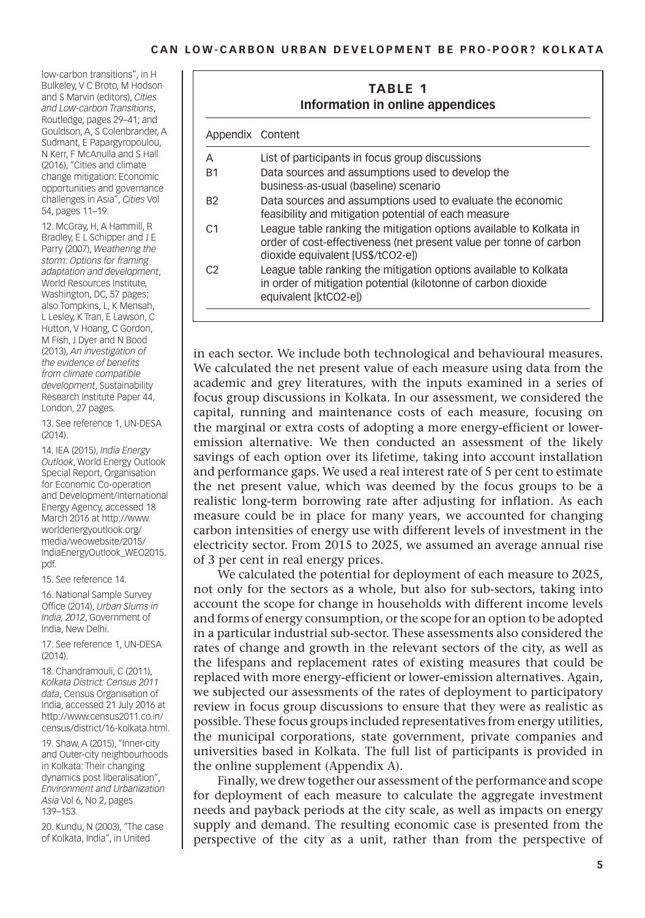low-carbon transitions", in H Bulkeley, V C Broto, M Hodson and S Marvin (editors), *Cities and Low-carbon Transitions*, Routledge, pages 29–41; and Gouldson, A, S Colenbrander, A Sudmant, E Papargyropoulou, N Kerr, F McAnulla and S Hall (2016), "Cities and climate change mitigation: Economic opportunities and governance challenges in Asia", *Cities* Vol 54, pages 11–19.

12. McGray, H, A Hammill, R Bradley, E L Schipper and J E Parry (2007), *Weathering the storm: Options for framing adaptation and development*, World Resources Institute, Washington, DC, 57 pages; also Tompkins, L, K Mensah, L Lesley, K Tran, E Lawson, C Hutton, V Hoang, C Gordon, M Fish, J Dyer and N Bood (2013), *An investigation of the evidence of benefits from climate compatible development*, Sustainability Research Institute Paper 44, London, 27 pages.

13. See reference 1, UN-DESA (2014).

14. IEA (2015), *India Energy Outlook*, World Energy Outlook Special Report, Organisation for Economic Co-operation and Development/International Energy Agency, accessed 18 March 2016 at http://www.worldenergyoutlook.org/media/weowebsite/2015/IndiaEnergyOutlook_WEO2015.pdf.

15. See reference 14.

16. National Sample Survey Office (2014), *Urban Slums in India, 2012*, Government of India, New Delhi.

17. See reference 1, UN-DESA (2014).

18. Chandramouli, C (2011), *Kolkata District: Census 2011 data*, Census Organisation of India, accessed 21 July 2016 at http://www.census2011.co.in/census/district/16-kolkata.html.

19. Shaw, A (2015), "Inner-city and Outer-city neighbourhoods in Kolkata: Their changing dynamics post liberalisation", *Environment and Urbanization Asia* Vol 6, No 2, pages 139–153.

20. Kundu, N (2003), "The case of Kolkata, India", in United

**TABLE 1**
**Information in online appendices**

| Appendix | Content |
|---|---|
| A | List of participants in focus group discussions |
| B1 | Data sources and assumptions used to develop the business-as-usual (baseline) scenario |
| B2 | Data sources and assumptions used to evaluate the economic feasibility and mitigation potential of each measure |
| C1 | League table ranking the mitigation options available to Kolkata in order of cost-effectiveness (net present value per tonne of carbon dioxide equivalent [US$/tCO2-e]) |
| C2 | League table ranking the mitigation options available to Kolkata in order of mitigation potential (kilotonne of carbon dioxide equivalent [ktCO2-e]) |

in each sector. We include both technological and behavioural measures. We calculated the net present value of each measure using data from the academic and grey literatures, with the inputs examined in a series of focus group discussions in Kolkata. In our assessment, we considered the capital, running and maintenance costs of each measure, focusing on the marginal or extra costs of adopting a more energy-efficient or lower-emission alternative. We then conducted an assessment of the likely savings of each option over its lifetime, taking into account installation and performance gaps. We used a real interest rate of 5 per cent to estimate the net present value, which was deemed by the focus groups to be a realistic long-term borrowing rate after adjusting for inflation. As each measure could be in place for many years, we accounted for changing carbon intensities of energy use with different levels of investment in the electricity sector. From 2015 to 2025, we assumed an average annual rise of 3 per cent in real energy prices.

We calculated the potential for deployment of each measure to 2025, not only for the sectors as a whole, but also for sub-sectors, taking into account the scope for change in households with different income levels and forms of energy consumption, or the scope for an option to be adopted in a particular industrial sub-sector. These assessments also considered the rates of change and growth in the relevant sectors of the city, as well as the lifespans and replacement rates of existing measures that could be replaced with more energy-efficient or lower-emission alternatives. Again, we subjected our assessments of the rates of deployment to participatory review in focus group discussions to ensure that they were as realistic as possible. These focus groups included representatives from energy utilities, the municipal corporations, state government, private companies and universities based in Kolkata. The full list of participants is provided in the online supplement (Appendix A).

Finally, we drew together our assessment of the performance and scope for deployment of each measure to calculate the aggregate investment needs and payback periods at the city scale, as well as impacts on energy supply and demand. The resulting economic case is presented from the perspective of the city as a unit, rather than from the perspective of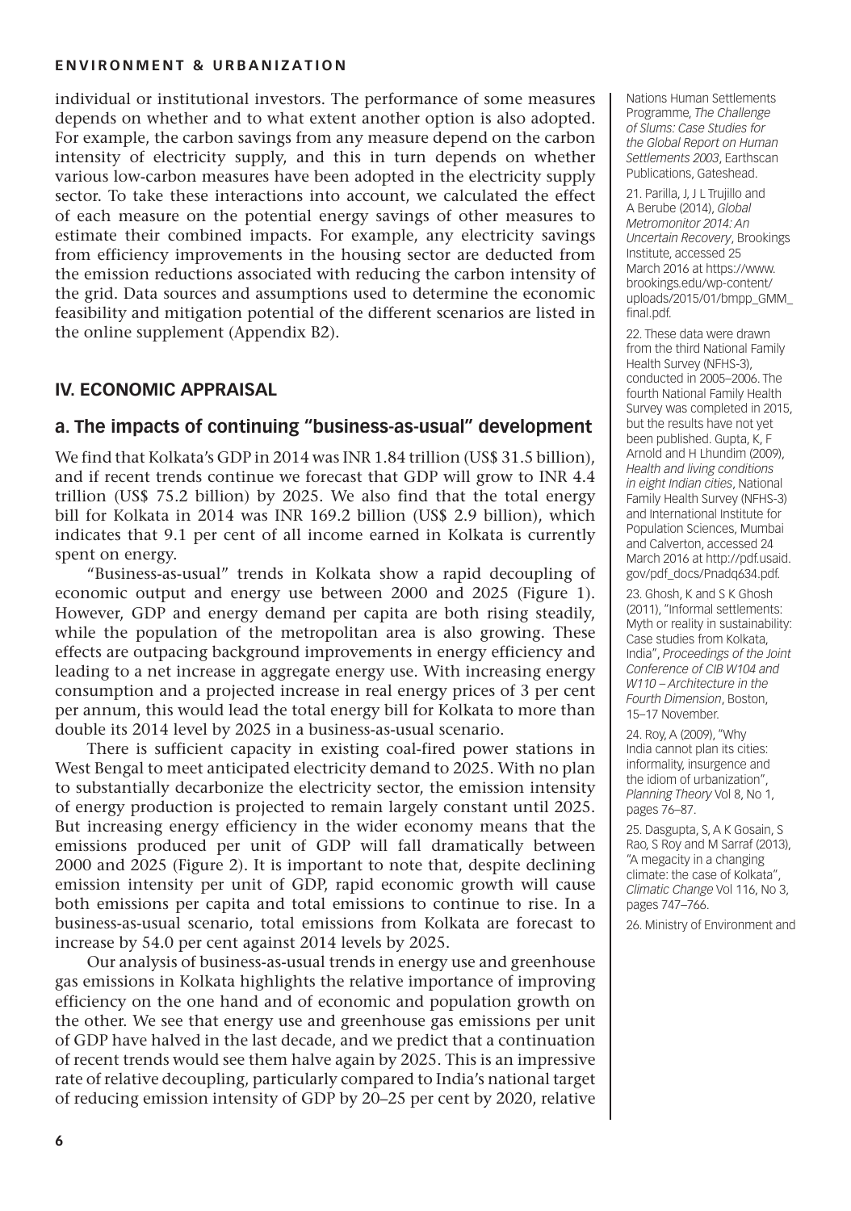individual or institutional investors. The performance of some measures depends on whether and to what extent another option is also adopted. For example, the carbon savings from any measure depend on the carbon intensity of electricity supply, and this in turn depends on whether various low-carbon measures have been adopted in the electricity supply sector. To take these interactions into account, we calculated the effect of each measure on the potential energy savings of other measures to estimate their combined impacts. For example, any electricity savings from efficiency improvements in the housing sector are deducted from the emission reductions associated with reducing the carbon intensity of the grid. Data sources and assumptions used to determine the economic feasibility and mitigation potential of the different scenarios are listed in the online supplement (Appendix B2).

## IV. ECONOMIC APPRAISAL

### a. The impacts of continuing "business-as-usual" development

We find that Kolkata's GDP in 2014 was INR 1.84 trillion (US$ 31.5 billion), and if recent trends continue we forecast that GDP will grow to INR 4.4 trillion (US$ 75.2 billion) by 2025. We also find that the total energy bill for Kolkata in 2014 was INR 169.2 billion (US$ 2.9 billion), which indicates that 9.1 per cent of all income earned in Kolkata is currently spent on energy.

"Business-as-usual" trends in Kolkata show a rapid decoupling of economic output and energy use between 2000 and 2025 (Figure 1). However, GDP and energy demand per capita are both rising steadily, while the population of the metropolitan area is also growing. These effects are outpacing background improvements in energy efficiency and leading to a net increase in aggregate energy use. With increasing energy consumption and a projected increase in real energy prices of 3 per cent per annum, this would lead the total energy bill for Kolkata to more than double its 2014 level by 2025 in a business-as-usual scenario.

There is sufficient capacity in existing coal-fired power stations in West Bengal to meet anticipated electricity demand to 2025. With no plan to substantially decarbonize the electricity sector, the emission intensity of energy production is projected to remain largely constant until 2025. But increasing energy efficiency in the wider economy means that the emissions produced per unit of GDP will fall dramatically between 2000 and 2025 (Figure 2). It is important to note that, despite declining emission intensity per unit of GDP, rapid economic growth will cause both emissions per capita and total emissions to continue to rise. In a business-as-usual scenario, total emissions from Kolkata are forecast to increase by 54.0 per cent against 2014 levels by 2025.

Our analysis of business-as-usual trends in energy use and greenhouse gas emissions in Kolkata highlights the relative importance of improving efficiency on the one hand and of economic and population growth on the other. We see that energy use and greenhouse gas emissions per unit of GDP have halved in the last decade, and we predict that a continuation of recent trends would see them halve again by 2025. This is an impressive rate of relative decoupling, particularly compared to India's national target of reducing emission intensity of GDP by 20–25 per cent by 2020, relative

Nations Human Settlements Programme, *The Challenge of Slums: Case Studies for the Global Report on Human Settlements 2003*, Earthscan Publications, Gateshead.

21. Parilla, J, J L Trujillo and A Berube (2014), *Global Metromonitor 2014: An Uncertain Recovery*, Brookings Institute, accessed 25 March 2016 at https://www.brookings.edu/wp-content/uploads/2015/01/bmpp_GMM_final.pdf.

22. These data were drawn from the third National Family Health Survey (NFHS-3), conducted in 2005–2006. The fourth National Family Health Survey was completed in 2015, but the results have not yet been published. Gupta, K, F Arnold and H Lhundim (2009), *Health and living conditions in eight Indian cities*, National Family Health Survey (NFHS-3) and International Institute for Population Sciences, Mumbai and Calverton, accessed 24 March 2016 at http://pdf.usaid.gov/pdf_docs/Pnadq634.pdf.

23. Ghosh, K and S K Ghosh (2011), "Informal settlements: Myth or reality in sustainability: Case studies from Kolkata, India", *Proceedings of the Joint Conference of CIB W104 and W110 – Architecture in the Fourth Dimension*, Boston, 15–17 November.

24. Roy, A (2009), "Why India cannot plan its cities: informality, insurgence and the idiom of urbanization", *Planning Theory* Vol 8, No 1, pages 76–87.

25. Dasgupta, S, A K Gosain, S Rao, S Roy and M Sarraf (2013), "A megacity in a changing climate: the case of Kolkata", *Climatic Change* Vol 116, No 3, pages 747–766.

26. Ministry of Environment and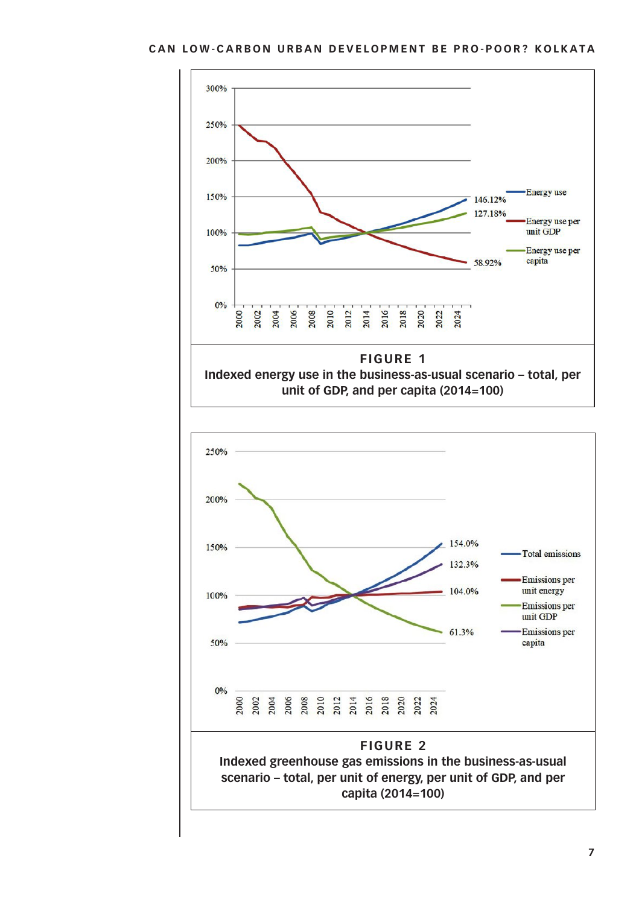**FIGURE 1**
**Indexed energy use in the business-as-usual scenario – total, per unit of GDP, and per capita (2014=100)**

**FIGURE 2**
**Indexed greenhouse gas emissions in the business-as-usual scenario – total, per unit of energy, per unit of GDP, and per capita (2014=100)**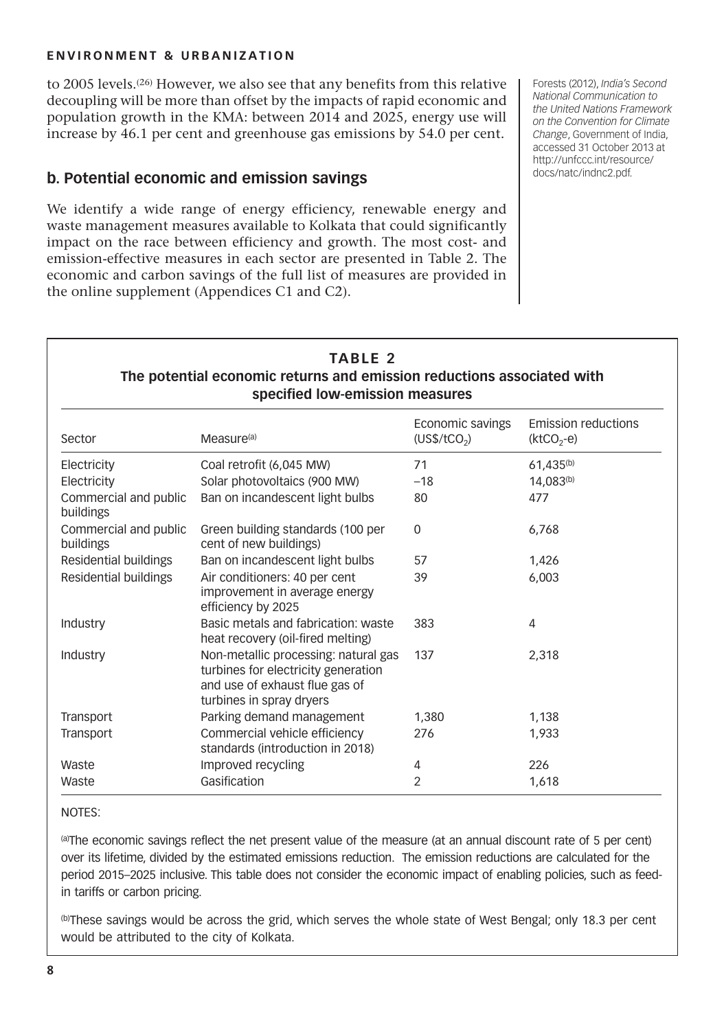to 2005 levels.[26] However, we also see that any benefits from this relative decoupling will be more than offset by the impacts of rapid economic and population growth in the KMA: between 2014 and 2025, energy use will increase by 46.1 per cent and greenhouse gas emissions by 54.0 per cent.

Forests (2012), *India's Second National Communication to the United Nations Framework on the Convention for Climate Change*, Government of India, accessed 31 October 2013 at http://unfccc.int/resource/docs/natc/indnc2.pdf.

## b. Potential economic and emission savings

We identify a wide range of energy efficiency, renewable energy and waste management measures available to Kolkata that could significantly impact on the race between efficiency and growth. The most cost- and emission-effective measures in each sector are presented in Table 2. The economic and carbon savings of the full list of measures are provided in the online supplement (Appendices C1 and C2).

**TABLE 2**
**The potential economic returns and emission reductions associated with specified low-emission measures**

| Sector | Measure[a] | Economic savings (US$/$tCO_2$) | Emission reductions ($ktCO_2$-e) |
|---|---|---|---|
| Electricity | Coal retrofit (6,045 MW) | 71 | 61,435[b] |
| Electricity | Solar photovoltaics (900 MW) | –18 | 14,083[b] |
| Commercial and public buildings | Ban on incandescent light bulbs | 80 | 477 |
| Commercial and public buildings | Green building standards (100 per cent of new buildings) | 0 | 6,768 |
| Residential buildings | Ban on incandescent light bulbs | 57 | 1,426 |
| Residential buildings | Air conditioners: 40 per cent improvement in average energy efficiency by 2025 | 39 | 6,003 |
| Industry | Basic metals and fabrication: waste heat recovery (oil-fired melting) | 383 | 4 |
| Industry | Non-metallic processing: natural gas turbines for electricity generation and use of exhaust flue gas of turbines in spray dryers | 137 | 2,318 |
| Transport | Parking demand management | 1,380 | 1,138 |
| Transport | Commercial vehicle efficiency standards (introduction in 2018) | 276 | 1,933 |
| Waste | Improved recycling | 4 | 226 |
| Waste | Gasification | 2 | 1,618 |

NOTES:

[a]The economic savings reflect the net present value of the measure (at an annual discount rate of 5 per cent) over its lifetime, divided by the estimated emissions reduction. The emission reductions are calculated for the period 2015–2025 inclusive. This table does not consider the economic impact of enabling policies, such as feed-in tariffs or carbon pricing.

[b]These savings would be across the grid, which serves the whole state of West Bengal; only 18.3 per cent would be attributed to the city of Kolkata.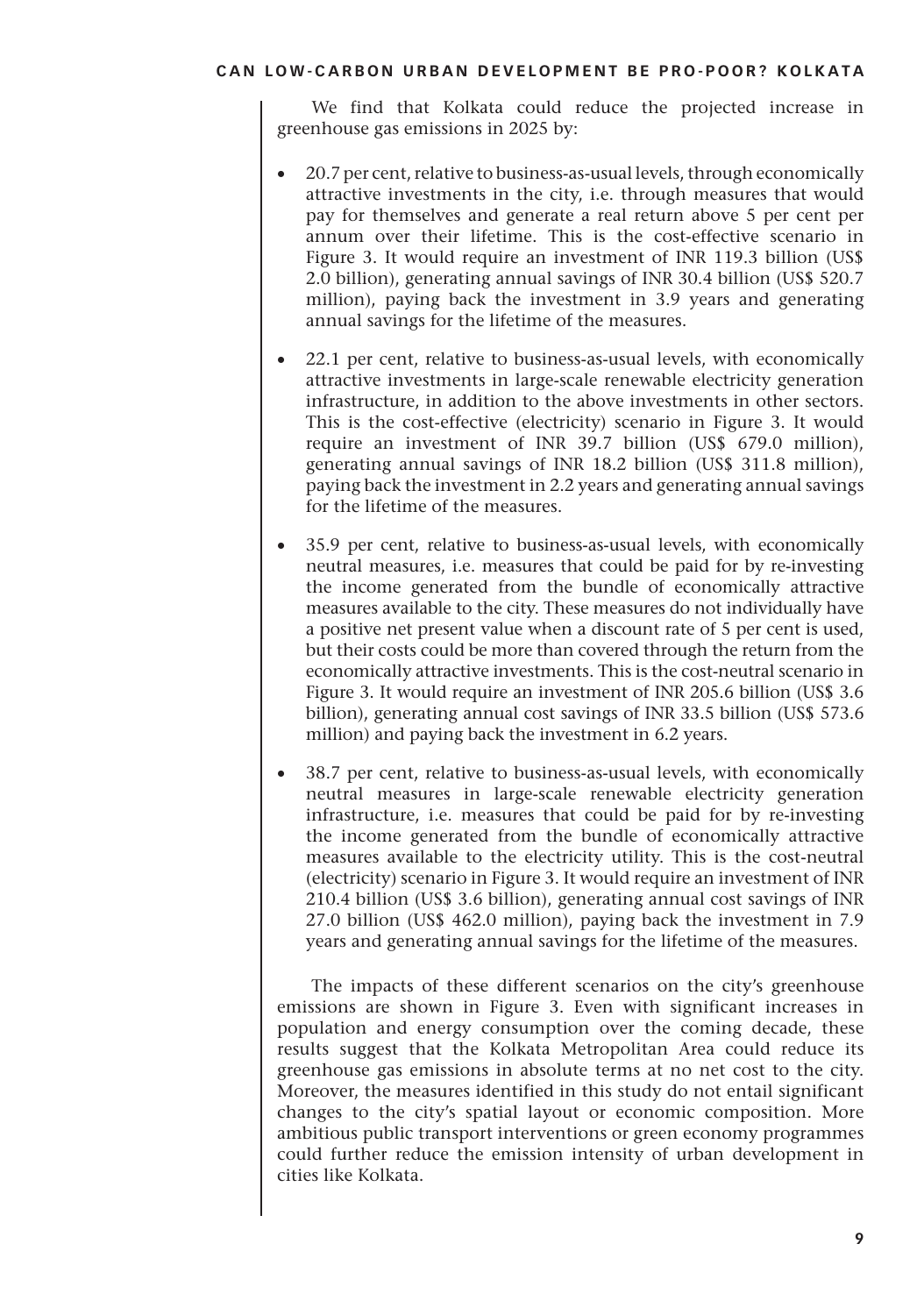We find that Kolkata could reduce the projected increase in greenhouse gas emissions in 2025 by:

- 20.7 per cent, relative to business-as-usual levels, through economically attractive investments in the city, i.e. through measures that would pay for themselves and generate a real return above 5 per cent per annum over their lifetime. This is the cost-effective scenario in Figure 3. It would require an investment of INR 119.3 billion (US$ 2.0 billion), generating annual savings of INR 30.4 billion (US$ 520.7 million), paying back the investment in 3.9 years and generating annual savings for the lifetime of the measures.
- 22.1 per cent, relative to business-as-usual levels, with economically attractive investments in large-scale renewable electricity generation infrastructure, in addition to the above investments in other sectors. This is the cost-effective (electricity) scenario in Figure 3. It would require an investment of INR 39.7 billion (US$ 679.0 million), generating annual savings of INR 18.2 billion (US$ 311.8 million), paying back the investment in 2.2 years and generating annual savings for the lifetime of the measures.
- 35.9 per cent, relative to business-as-usual levels, with economically neutral measures, i.e. measures that could be paid for by re-investing the income generated from the bundle of economically attractive measures available to the city. These measures do not individually have a positive net present value when a discount rate of 5 per cent is used, but their costs could be more than covered through the return from the economically attractive investments. This is the cost-neutral scenario in Figure 3. It would require an investment of INR 205.6 billion (US$ 3.6 billion), generating annual cost savings of INR 33.5 billion (US$ 573.6 million) and paying back the investment in 6.2 years.
- 38.7 per cent, relative to business-as-usual levels, with economically neutral measures in large-scale renewable electricity generation infrastructure, i.e. measures that could be paid for by re-investing the income generated from the bundle of economically attractive measures available to the electricity utility. This is the cost-neutral (electricity) scenario in Figure 3. It would require an investment of INR 210.4 billion (US$ 3.6 billion), generating annual cost savings of INR 27.0 billion (US$ 462.0 million), paying back the investment in 7.9 years and generating annual savings for the lifetime of the measures.

The impacts of these different scenarios on the city's greenhouse emissions are shown in Figure 3. Even with significant increases in population and energy consumption over the coming decade, these results suggest that the Kolkata Metropolitan Area could reduce its greenhouse gas emissions in absolute terms at no net cost to the city. Moreover, the measures identified in this study do not entail significant changes to the city's spatial layout or economic composition. More ambitious public transport interventions or green economy programmes could further reduce the emission intensity of urban development in cities like Kolkata.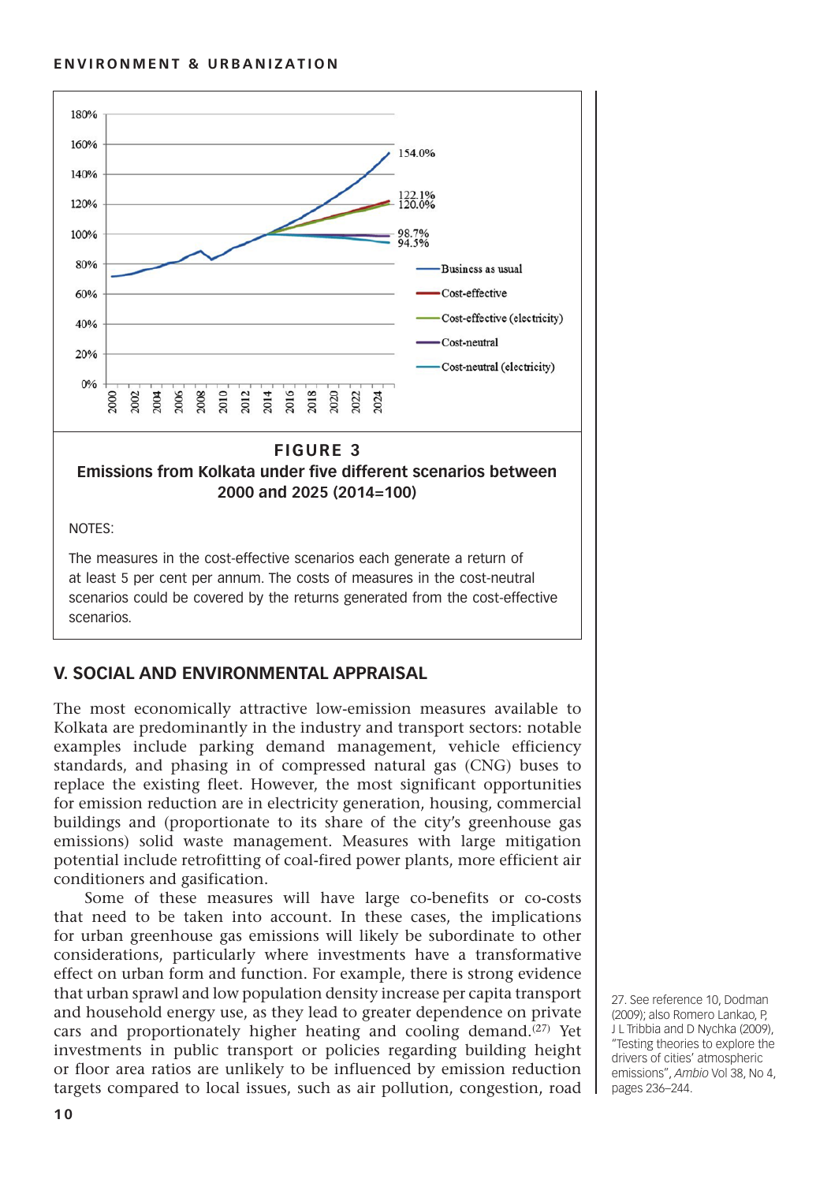FIGURE 3
**Emissions from Kolkata under five different scenarios between 2000 and 2025 (2014=100)**

NOTES:

The measures in the cost-effective scenarios each generate a return of at least 5 per cent per annum. The costs of measures in the cost-neutral scenarios could be covered by the returns generated from the cost-effective scenarios.

## V. SOCIAL AND ENVIRONMENTAL APPRAISAL

The most economically attractive low-emission measures available to Kolkata are predominantly in the industry and transport sectors: notable examples include parking demand management, vehicle efficiency standards, and phasing in of compressed natural gas (CNG) buses to replace the existing fleet. However, the most significant opportunities for emission reduction are in electricity generation, housing, commercial buildings and (proportionate to its share of the city's greenhouse gas emissions) solid waste management. Measures with large mitigation potential include retrofitting of coal-fired power plants, more efficient air conditioners and gasification.

Some of these measures will have large co-benefits or co-costs that need to be taken into account. In these cases, the implications for urban greenhouse gas emissions will likely be subordinate to other considerations, particularly where investments have a transformative effect on urban form and function. For example, there is strong evidence that urban sprawl and low population density increase per capita transport and household energy use, as they lead to greater dependence on private cars and proportionately higher heating and cooling demand.[27] Yet investments in public transport or policies regarding building height or floor area ratios are unlikely to be influenced by emission reduction targets compared to local issues, such as air pollution, congestion, road

27. See reference 10, Dodman (2009); also Romero Lankao, P, J L Tribbia and D Nychka (2009), "Testing theories to explore the drivers of cities' atmospheric emissions", *Ambio* Vol 38, No 4, pages 236–244.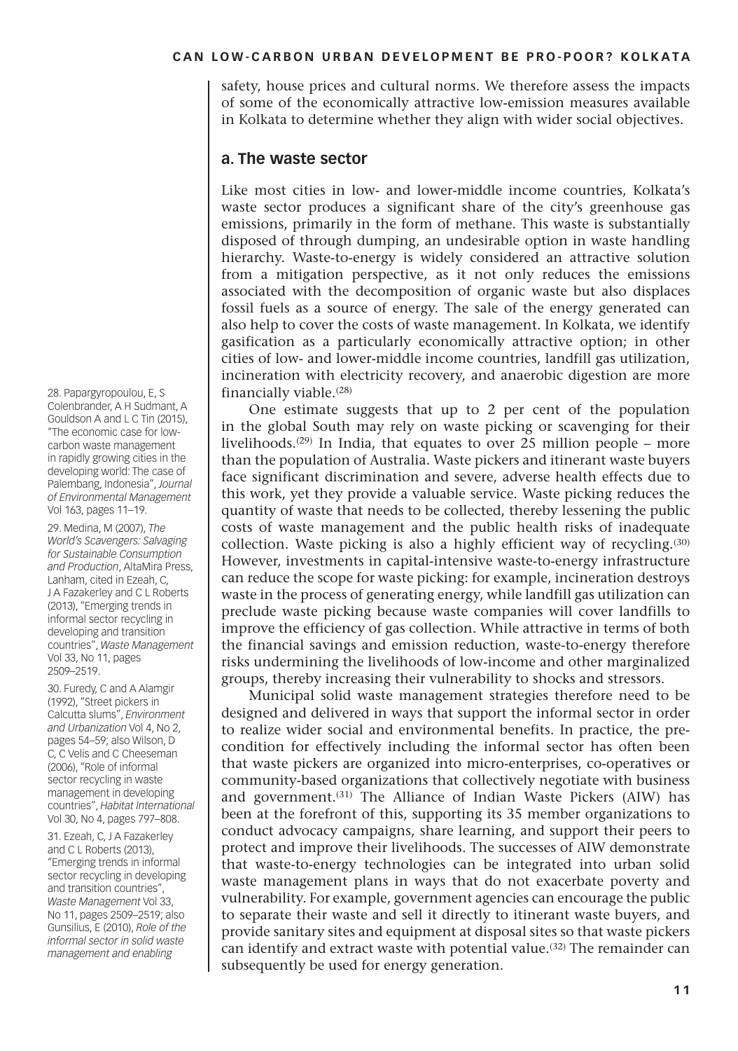safety, house prices and cultural norms. We therefore assess the impacts of some of the economically attractive low-emission measures available in Kolkata to determine whether they align with wider social objectives.

## a. The waste sector

Like most cities in low- and lower-middle income countries, Kolkata's waste sector produces a significant share of the city's greenhouse gas emissions, primarily in the form of methane. This waste is substantially disposed of through dumping, an undesirable option in waste handling hierarchy. Waste-to-energy is widely considered an attractive solution from a mitigation perspective, as it not only reduces the emissions associated with the decomposition of organic waste but also displaces fossil fuels as a source of energy. The sale of the energy generated can also help to cover the costs of waste management. In Kolkata, we identify gasification as a particularly economically attractive option; in other cities of low- and lower-middle income countries, landfill gas utilization, incineration with electricity recovery, and anaerobic digestion are more financially viable.[28]

One estimate suggests that up to 2 per cent of the population in the global South may rely on waste picking or scavenging for their livelihoods.[29] In India, that equates to over 25 million people – more than the population of Australia. Waste pickers and itinerant waste buyers face significant discrimination and severe, adverse health effects due to this work, yet they provide a valuable service. Waste picking reduces the quantity of waste that needs to be collected, thereby lessening the public costs of waste management and the public health risks of inadequate collection. Waste picking is also a highly efficient way of recycling.[30] However, investments in capital-intensive waste-to-energy infrastructure can reduce the scope for waste picking: for example, incineration destroys waste in the process of generating energy, while landfill gas utilization can preclude waste picking because waste companies will cover landfills to improve the efficiency of gas collection. While attractive in terms of both the financial savings and emission reduction, waste-to-energy therefore risks undermining the livelihoods of low-income and other marginalized groups, thereby increasing their vulnerability to shocks and stressors.

Municipal solid waste management strategies therefore need to be designed and delivered in ways that support the informal sector in order to realize wider social and environmental benefits. In practice, the pre-condition for effectively including the informal sector has often been that waste pickers are organized into micro-enterprises, co-operatives or community-based organizations that collectively negotiate with business and government.[31] The Alliance of Indian Waste Pickers (AIW) has been at the forefront of this, supporting its 35 member organizations to conduct advocacy campaigns, share learning, and support their peers to protect and improve their livelihoods. The successes of AIW demonstrate that waste-to-energy technologies can be integrated into urban solid waste management plans in ways that do not exacerbate poverty and vulnerability. For example, government agencies can encourage the public to separate their waste and sell it directly to itinerant waste buyers, and provide sanitary sites and equipment at disposal sites so that waste pickers can identify and extract waste with potential value.[32] The remainder can subsequently be used for energy generation.

28. Papargyropoulou, E, S Colenbrander, A H Sudmant, A Gouldson A and L C Tin (2015), "The economic case for low-carbon waste management in rapidly growing cities in the developing world: The case of Palembang, Indonesia", *Journal of Environmental Management* Vol 163, pages 11–19.

29. Medina, M (2007), *The World's Scavengers: Salvaging for Sustainable Consumption and Production*, AltaMira Press, Lanham, cited in Ezeah, C, J A Fazakerley and C L Roberts (2013), "Emerging trends in informal sector recycling in developing and transition countries", *Waste Management* Vol 33, No 11, pages 2509–2519.

30. Furedy, C and A Alamgir (1992), "Street pickers in Calcutta slums", *Environment and Urbanization* Vol 4, No 2, pages 54–59; also Wilson, D C, C Velis and C Cheeseman (2006), "Role of informal sector recycling in waste management in developing countries", *Habitat International* Vol 30, No 4, pages 797–808.

31. Ezeah, C, J A Fazakerley and C L Roberts (2013), "Emerging trends in informal sector recycling in developing and transition countries", *Waste Management* Vol 33, No 11, pages 2509–2519; also Gunsilius, E (2010), *Role of the informal sector in solid waste management and enabling*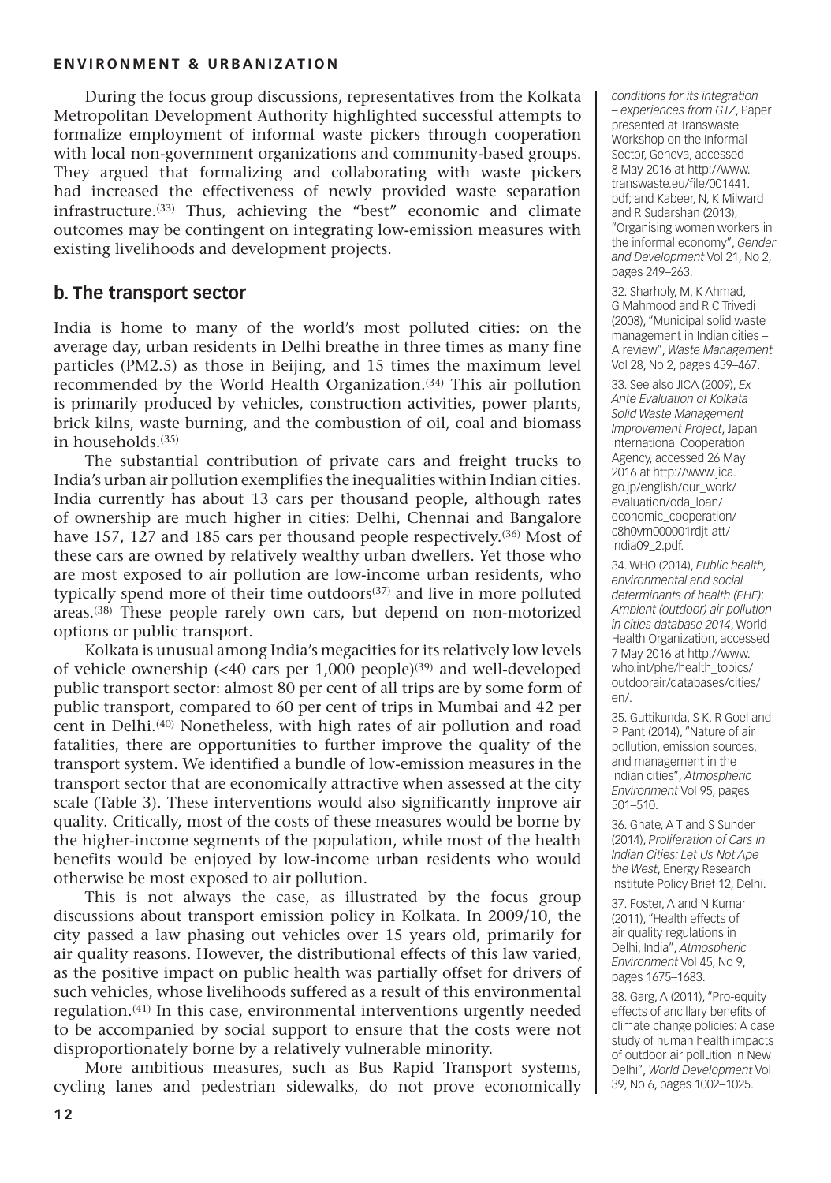During the focus group discussions, representatives from the Kolkata Metropolitan Development Authority highlighted successful attempts to formalize employment of informal waste pickers through cooperation with local non-government organizations and community-based groups. They argued that formalizing and collaborating with waste pickers had increased the effectiveness of newly provided waste separation infrastructure.[33] Thus, achieving the "best" economic and climate outcomes may be contingent on integrating low-emission measures with existing livelihoods and development projects.

## b. The transport sector

India is home to many of the world's most polluted cities: on the average day, urban residents in Delhi breathe in three times as many fine particles (PM2.5) as those in Beijing, and 15 times the maximum level recommended by the World Health Organization.[34] This air pollution is primarily produced by vehicles, construction activities, power plants, brick kilns, waste burning, and the combustion of oil, coal and biomass in households.[35]

The substantial contribution of private cars and freight trucks to India's urban air pollution exemplifies the inequalities within Indian cities. India currently has about 13 cars per thousand people, although rates of ownership are much higher in cities: Delhi, Chennai and Bangalore have 157, 127 and 185 cars per thousand people respectively.[36] Most of these cars are owned by relatively wealthy urban dwellers. Yet those who are most exposed to air pollution are low-income urban residents, who typically spend more of their time outdoors[37] and live in more polluted areas.[38] These people rarely own cars, but depend on non-motorized options or public transport.

Kolkata is unusual among India's megacities for its relatively low levels of vehicle ownership (<40 cars per 1,000 people)[39] and well-developed public transport sector: almost 80 per cent of all trips are by some form of public transport, compared to 60 per cent of trips in Mumbai and 42 per cent in Delhi.[40] Nonetheless, with high rates of air pollution and road fatalities, there are opportunities to further improve the quality of the transport system. We identified a bundle of low-emission measures in the transport sector that are economically attractive when assessed at the city scale (Table 3). These interventions would also significantly improve air quality. Critically, most of the costs of these measures would be borne by the higher-income segments of the population, while most of the health benefits would be enjoyed by low-income urban residents who would otherwise be most exposed to air pollution.

This is not always the case, as illustrated by the focus group discussions about transport emission policy in Kolkata. In 2009/10, the city passed a law phasing out vehicles over 15 years old, primarily for air quality reasons. However, the distributional effects of this law varied, as the positive impact on public health was partially offset for drivers of such vehicles, whose livelihoods suffered as a result of this environmental regulation.[41] In this case, environmental interventions urgently needed to be accompanied by social support to ensure that the costs were not disproportionately borne by a relatively vulnerable minority.

More ambitious measures, such as Bus Rapid Transport systems, cycling lanes and pedestrian sidewalks, do not prove economically

*conditions for its integration – experiences from GTZ*, Paper presented at Transwaste Workshop on the Informal Sector, Geneva, accessed 8 May 2016 at http://www.transwaste.eu/file/001441.pdf; and Kabeer, N, K Milward and R Sudarshan (2013), "Organising women workers in the informal economy", *Gender and Development* Vol 21, No 2, pages 249–263.

32. Sharholy, M, K Ahmad, G Mahmood and R C Trivedi (2008), "Municipal solid waste management in Indian cities – A review", *Waste Management* Vol 28, No 2, pages 459–467.

33. See also JICA (2009), *Ex Ante Evaluation of Kolkata Solid Waste Management Improvement Project*, Japan International Cooperation Agency, accessed 26 May 2016 at http://www.jica.go.jp/english/our_work/evaluation/oda_loan/economic_cooperation/c8h0vm000001rdjt-att/india09_2.pdf.

34. WHO (2014), *Public health, environmental and social determinants of health (PHE): Ambient (outdoor) air pollution in cities database 2014*, World Health Organization, accessed 7 May 2016 at http://www.who.int/phe/health_topics/outdoorair/databases/cities/en/.

35. Guttikunda, S K, R Goel and P Pant (2014), "Nature of air pollution, emission sources, and management in the Indian cities", *Atmospheric Environment* Vol 95, pages 501–510.

36. Ghate, A T and S Sunder (2014), *Proliferation of Cars in Indian Cities: Let Us Not Ape the West*, Energy Research Institute Policy Brief 12, Delhi.

37. Foster, A and N Kumar (2011), "Health effects of air quality regulations in Delhi, India", *Atmospheric Environment* Vol 45, No 9, pages 1675–1683.

38. Garg, A (2011), "Pro-equity effects of ancillary benefits of climate change policies: A case study of human health impacts of outdoor air pollution in New Delhi", *World Development* Vol 39, No 6, pages 1002–1025.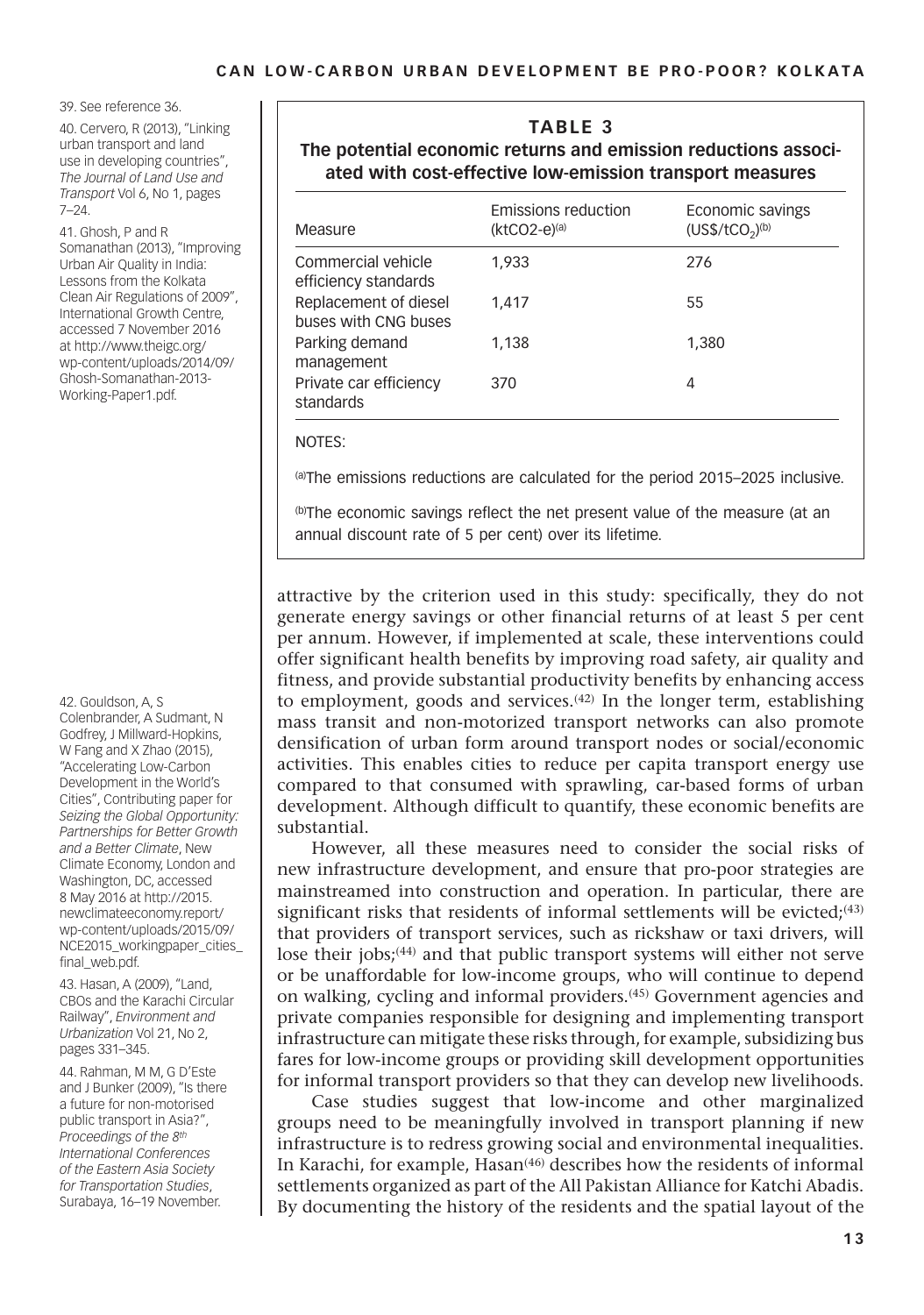**TABLE 3**
**The potential economic returns and emission reductions associated with cost-effective low-emission transport measures**

| Measure | Emissions reduction (ktCO2-e)[(a)] | Economic savings (US$/tCO$_2$)[(b)] |
|---|---|---|
| Commercial vehicle efficiency standards | 1,933 | 276 |
| Replacement of diesel buses with CNG buses | 1,417 | 55 |
| Parking demand management | 1,138 | 1,380 |
| Private car efficiency standards | 370 | 4 |

NOTES:

[(a)]The emissions reductions are calculated for the period 2015–2025 inclusive.

[(b)]The economic savings reflect the net present value of the measure (at an annual discount rate of 5 per cent) over its lifetime.

attractive by the criterion used in this study: specifically, they do not generate energy savings or other financial returns of at least 5 per cent per annum. However, if implemented at scale, these interventions could offer significant health benefits by improving road safety, air quality and fitness, and provide substantial productivity benefits by enhancing access to employment, goods and services.[(42)] In the longer term, establishing mass transit and non-motorized transport networks can also promote densification of urban form around transport nodes or social/economic activities. This enables cities to reduce per capita transport energy use compared to that consumed with sprawling, car-based forms of urban development. Although difficult to quantify, these economic benefits are substantial.

However, all these measures need to consider the social risks of new infrastructure development, and ensure that pro-poor strategies are mainstreamed into construction and operation. In particular, there are significant risks that residents of informal settlements will be evicted;[(43)] that providers of transport services, such as rickshaw or taxi drivers, will lose their jobs;[(44)] and that public transport systems will either not serve or be unaffordable for low-income groups, who will continue to depend on walking, cycling and informal providers.[(45)] Government agencies and private companies responsible for designing and implementing transport infrastructure can mitigate these risks through, for example, subsidizing bus fares for low-income groups or providing skill development opportunities for informal transport providers so that they can develop new livelihoods.

Case studies suggest that low-income and other marginalized groups need to be meaningfully involved in transport planning if new infrastructure is to redress growing social and environmental inequalities. In Karachi, for example, Hasan[(46)] describes how the residents of informal settlements organized as part of the All Pakistan Alliance for Katchi Abadis. By documenting the history of the residents and the spatial layout of the

39. See reference 36.

40. Cervero, R (2013), "Linking urban transport and land use in developing countries", *The Journal of Land Use and Transport* Vol 6, No 1, pages 7–24.

41. Ghosh, P and R Somanathan (2013), "Improving Urban Air Quality in India: Lessons from the Kolkata Clean Air Regulations of 2009", International Growth Centre, accessed 7 November 2016 at http://www.theigc.org/wp-content/uploads/2014/09/Ghosh-Somanathan-2013-Working-Paper1.pdf.

42. Gouldson, A, S Colenbrander, A Sudmant, N Godfrey, J Millward-Hopkins, W Fang and X Zhao (2015), "Accelerating Low-Carbon Development in the World's Cities", Contributing paper for *Seizing the Global Opportunity: Partnerships for Better Growth and a Better Climate*, New Climate Economy, London and Washington, DC, accessed 8 May 2016 at http://2015.newclimateeconomy.report/wp-content/uploads/2015/09/NCE2015_workingpaper_cities_final_web.pdf.

43. Hasan, A (2009), "Land, CBOs and the Karachi Circular Railway", *Environment and Urbanization* Vol 21, No 2, pages 331–345.

44. Rahman, M M, G D'Este and J Bunker (2009), "Is there a future for non-motorised public transport in Asia?", *Proceedings of the 8th International Conferences of the Eastern Asia Society for Transportation Studies*, Surabaya, 16–19 November.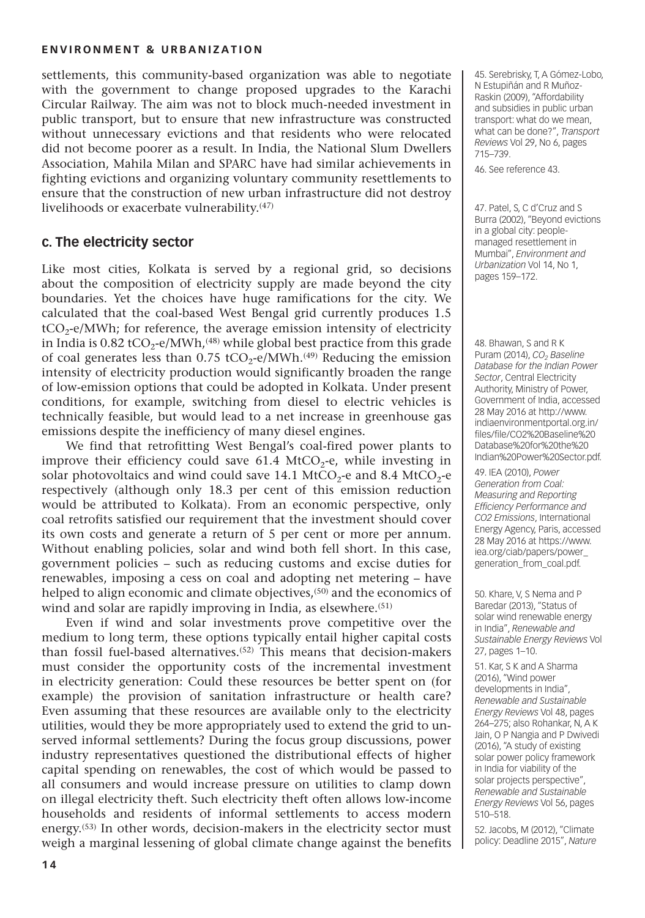settlements, this community-based organization was able to negotiate with the government to change proposed upgrades to the Karachi Circular Railway. The aim was not to block much-needed investment in public transport, but to ensure that new infrastructure was constructed without unnecessary evictions and that residents who were relocated did not become poorer as a result. In India, the National Slum Dwellers Association, Mahila Milan and SPARC have had similar achievements in fighting evictions and organizing voluntary community resettlements to ensure that the construction of new urban infrastructure did not destroy livelihoods or exacerbate vulnerability.[47]

## c. The electricity sector

Like most cities, Kolkata is served by a regional grid, so decisions about the composition of electricity supply are made beyond the city boundaries. Yet the choices have huge ramifications for the city. We calculated that the coal-based West Bengal grid currently produces 1.5 $tCO_2$-e/MWh; for reference, the average emission intensity of electricity in India is 0.82 $tCO_2$-e/MWh,[48] while global best practice from this grade of coal generates less than 0.75 $tCO_2$-e/MWh.[49] Reducing the emission intensity of electricity production would significantly broaden the range of low-emission options that could be adopted in Kolkata. Under present conditions, for example, switching from diesel to electric vehicles is technically feasible, but would lead to a net increase in greenhouse gas emissions despite the inefficiency of many diesel engines.

We find that retrofitting West Bengal's coal-fired power plants to improve their efficiency could save 61.4 $MtCO_2$-e, while investing in solar photovoltaics and wind could save 14.1 $MtCO_2$-e and 8.4 $MtCO_2$-e respectively (although only 18.3 per cent of this emission reduction would be attributed to Kolkata). From an economic perspective, only coal retrofits satisfied our requirement that the investment should cover its own costs and generate a return of 5 per cent or more per annum. Without enabling policies, solar and wind both fell short. In this case, government policies – such as reducing customs and excise duties for renewables, imposing a cess on coal and adopting net metering – have helped to align economic and climate objectives,[50] and the economics of wind and solar are rapidly improving in India, as elsewhere.[51]

Even if wind and solar investments prove competitive over the medium to long term, these options typically entail higher capital costs than fossil fuel-based alternatives.[52] This means that decision-makers must consider the opportunity costs of the incremental investment in electricity generation: Could these resources be better spent on (for example) the provision of sanitation infrastructure or health care? Even assuming that these resources are available only to the electricity utilities, would they be more appropriately used to extend the grid to un-served informal settlements? During the focus group discussions, power industry representatives questioned the distributional effects of higher capital spending on renewables, the cost of which would be passed to all consumers and would increase pressure on utilities to clamp down on illegal electricity theft. Such electricity theft often allows low-income households and residents of informal settlements to access modern energy.[53] In other words, decision-makers in the electricity sector must weigh a marginal lessening of global climate change against the benefits

45. Serebrisky, T, A Gómez-Lobo, N Estupiñán and R Muñoz-Raskin (2009), "Affordability and subsidies in public urban transport: what do we mean, what can be done?", *Transport Reviews* Vol 29, No 6, pages 715–739.

46. See reference 43.

47. Patel, S, C d'Cruz and S Burra (2002), "Beyond evictions in a global city: people-managed resettlement in Mumbai", *Environment and Urbanization* Vol 14, No 1, pages 159–172.

48. Bhawan, S and R K Puram (2014), *$CO_2$ Baseline Database for the Indian Power Sector*, Central Electricity Authority, Ministry of Power, Government of India, accessed 28 May 2016 at http://www.indiaenvironmentportal.org.in/files/file/CO2%20Baseline%20Database%20for%20the%20Indian%20Power%20Sector.pdf.

49. IEA (2010), *Power Generation from Coal: Measuring and Reporting Efficiency Performance and CO2 Emissions*, International Energy Agency, Paris, accessed 28 May 2016 at https://www.iea.org/ciab/papers/power_generation_from_coal.pdf.

50. Khare, V, S Nema and P Baredar (2013), "Status of solar wind renewable energy in India", *Renewable and Sustainable Energy Reviews* Vol 27, pages 1–10.

51. Kar, S K and A Sharma (2016), "Wind power developments in India", *Renewable and Sustainable Energy Reviews* Vol 48, pages 264–275; also Rohankar, N, A K Jain, O P Nangia and P Dwivedi (2016), "A study of existing solar power policy framework in India for viability of the solar projects perspective", *Renewable and Sustainable Energy Reviews* Vol 56, pages 510–518.

52. Jacobs, M (2012), "Climate policy: Deadline 2015", *Nature*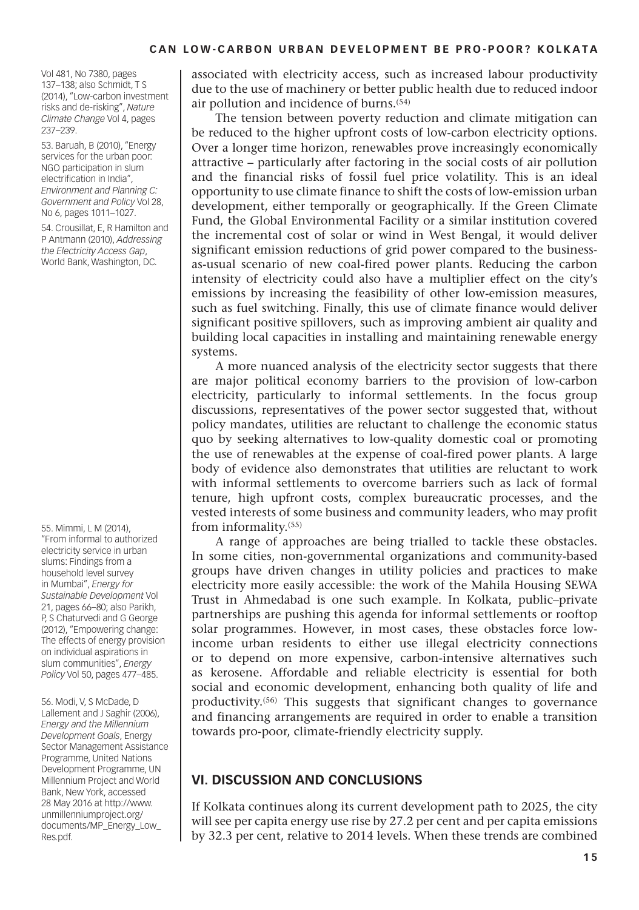associated with electricity access, such as increased labour productivity due to the use of machinery or better public health due to reduced indoor air pollution and incidence of burns.[54]

The tension between poverty reduction and climate mitigation can be reduced to the higher upfront costs of low-carbon electricity options. Over a longer time horizon, renewables prove increasingly economically attractive – particularly after factoring in the social costs of air pollution and the financial risks of fossil fuel price volatility. This is an ideal opportunity to use climate finance to shift the costs of low-emission urban development, either temporally or geographically. If the Green Climate Fund, the Global Environmental Facility or a similar institution covered the incremental cost of solar or wind in West Bengal, it would deliver significant emission reductions of grid power compared to the business-as-usual scenario of new coal-fired power plants. Reducing the carbon intensity of electricity could also have a multiplier effect on the city's emissions by increasing the feasibility of other low-emission measures, such as fuel switching. Finally, this use of climate finance would deliver significant positive spillovers, such as improving ambient air quality and building local capacities in installing and maintaining renewable energy systems.

A more nuanced analysis of the electricity sector suggests that there are major political economy barriers to the provision of low-carbon electricity, particularly to informal settlements. In the focus group discussions, representatives of the power sector suggested that, without policy mandates, utilities are reluctant to challenge the economic status quo by seeking alternatives to low-quality domestic coal or promoting the use of renewables at the expense of coal-fired power plants. A large body of evidence also demonstrates that utilities are reluctant to work with informal settlements to overcome barriers such as lack of formal tenure, high upfront costs, complex bureaucratic processes, and the vested interests of some business and community leaders, who may profit from informality.[55]

A range of approaches are being trialled to tackle these obstacles. In some cities, non-governmental organizations and community-based groups have driven changes in utility policies and practices to make electricity more easily accessible: the work of the Mahila Housing SEWA Trust in Ahmedabad is one such example. In Kolkata, public–private partnerships are pushing this agenda for informal settlements or rooftop solar programmes. However, in most cases, these obstacles force low-income urban residents to either use illegal electricity connections or to depend on more expensive, carbon-intensive alternatives such as kerosene. Affordable and reliable electricity is essential for both social and economic development, enhancing both quality of life and productivity.[56] This suggests that significant changes to governance and financing arrangements are required in order to enable a transition towards pro-poor, climate-friendly electricity supply.

## VI. DISCUSSION AND CONCLUSIONS

If Kolkata continues along its current development path to 2025, the city will see per capita energy use rise by 27.2 per cent and per capita emissions by 32.3 per cent, relative to 2014 levels. When these trends are combined

---

Vol 481, No 7380, pages 137–138; also Schmidt, T S (2014), "Low-carbon investment risks and de-risking", *Nature Climate Change* Vol 4, pages 237–239.

53. Baruah, B (2010), "Energy services for the urban poor: NGO participation in slum electrification in India", *Environment and Planning C: Government and Policy* Vol 28, No 6, pages 1011–1027.

54. Crousillat, E, R Hamilton and P Antmann (2010), *Addressing the Electricity Access Gap*, World Bank, Washington, DC.

55. Mimmi, L M (2014), "From informal to authorized electricity service in urban slums: Findings from a household level survey in Mumbai", *Energy for Sustainable Development* Vol 21, pages 66–80; also Parikh, P, S Chaturvedi and G George (2012), "Empowering change: The effects of energy provision on individual aspirations in slum communities", *Energy Policy* Vol 50, pages 477–485.

56. Modi, V, S McDade, D Lallement and J Saghir (2006), *Energy and the Millennium Development Goals*, Energy Sector Management Assistance Programme, United Nations Development Programme, UN Millennium Project and World Bank, New York, accessed 28 May 2016 at http://www.unmillenniumproject.org/documents/MP_Energy_Low_Res.pdf.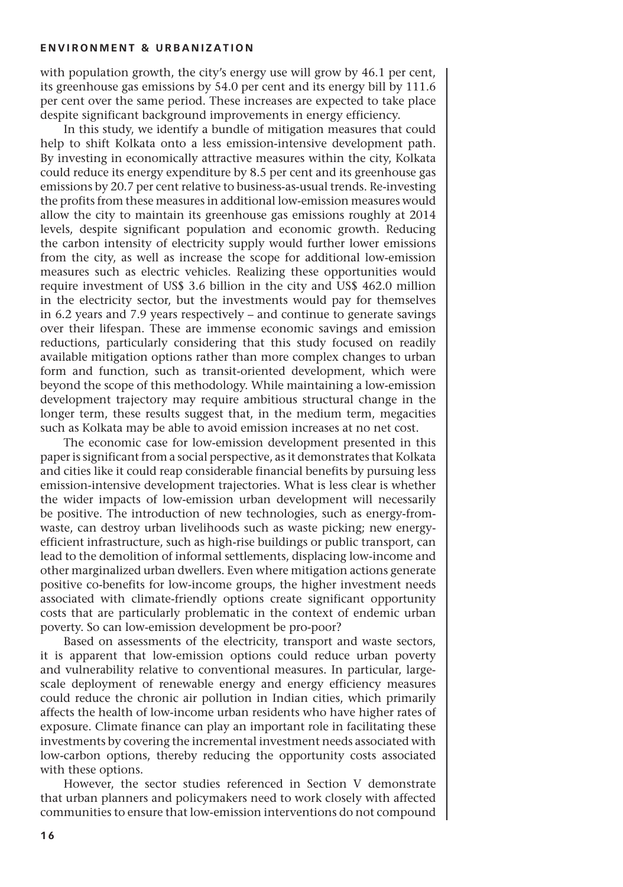with population growth, the city's energy use will grow by 46.1 per cent, its greenhouse gas emissions by 54.0 per cent and its energy bill by 111.6 per cent over the same period. These increases are expected to take place despite significant background improvements in energy efficiency.

In this study, we identify a bundle of mitigation measures that could help to shift Kolkata onto a less emission-intensive development path. By investing in economically attractive measures within the city, Kolkata could reduce its energy expenditure by 8.5 per cent and its greenhouse gas emissions by 20.7 per cent relative to business-as-usual trends. Re-investing the profits from these measures in additional low-emission measures would allow the city to maintain its greenhouse gas emissions roughly at 2014 levels, despite significant population and economic growth. Reducing the carbon intensity of electricity supply would further lower emissions from the city, as well as increase the scope for additional low-emission measures such as electric vehicles. Realizing these opportunities would require investment of US$ 3.6 billion in the city and US$ 462.0 million in the electricity sector, but the investments would pay for themselves in 6.2 years and 7.9 years respectively – and continue to generate savings over their lifespan. These are immense economic savings and emission reductions, particularly considering that this study focused on readily available mitigation options rather than more complex changes to urban form and function, such as transit-oriented development, which were beyond the scope of this methodology. While maintaining a low-emission development trajectory may require ambitious structural change in the longer term, these results suggest that, in the medium term, megacities such as Kolkata may be able to avoid emission increases at no net cost.

The economic case for low-emission development presented in this paper is significant from a social perspective, as it demonstrates that Kolkata and cities like it could reap considerable financial benefits by pursuing less emission-intensive development trajectories. What is less clear is whether the wider impacts of low-emission urban development will necessarily be positive. The introduction of new technologies, such as energy-from-waste, can destroy urban livelihoods such as waste picking; new energy-efficient infrastructure, such as high-rise buildings or public transport, can lead to the demolition of informal settlements, displacing low-income and other marginalized urban dwellers. Even where mitigation actions generate positive co-benefits for low-income groups, the higher investment needs associated with climate-friendly options create significant opportunity costs that are particularly problematic in the context of endemic urban poverty. So can low-emission development be pro-poor?

Based on assessments of the electricity, transport and waste sectors, it is apparent that low-emission options could reduce urban poverty and vulnerability relative to conventional measures. In particular, large-scale deployment of renewable energy and energy efficiency measures could reduce the chronic air pollution in Indian cities, which primarily affects the health of low-income urban residents who have higher rates of exposure. Climate finance can play an important role in facilitating these investments by covering the incremental investment needs associated with low-carbon options, thereby reducing the opportunity costs associated with these options.

However, the sector studies referenced in Section V demonstrate that urban planners and policymakers need to work closely with affected communities to ensure that low-emission interventions do not compound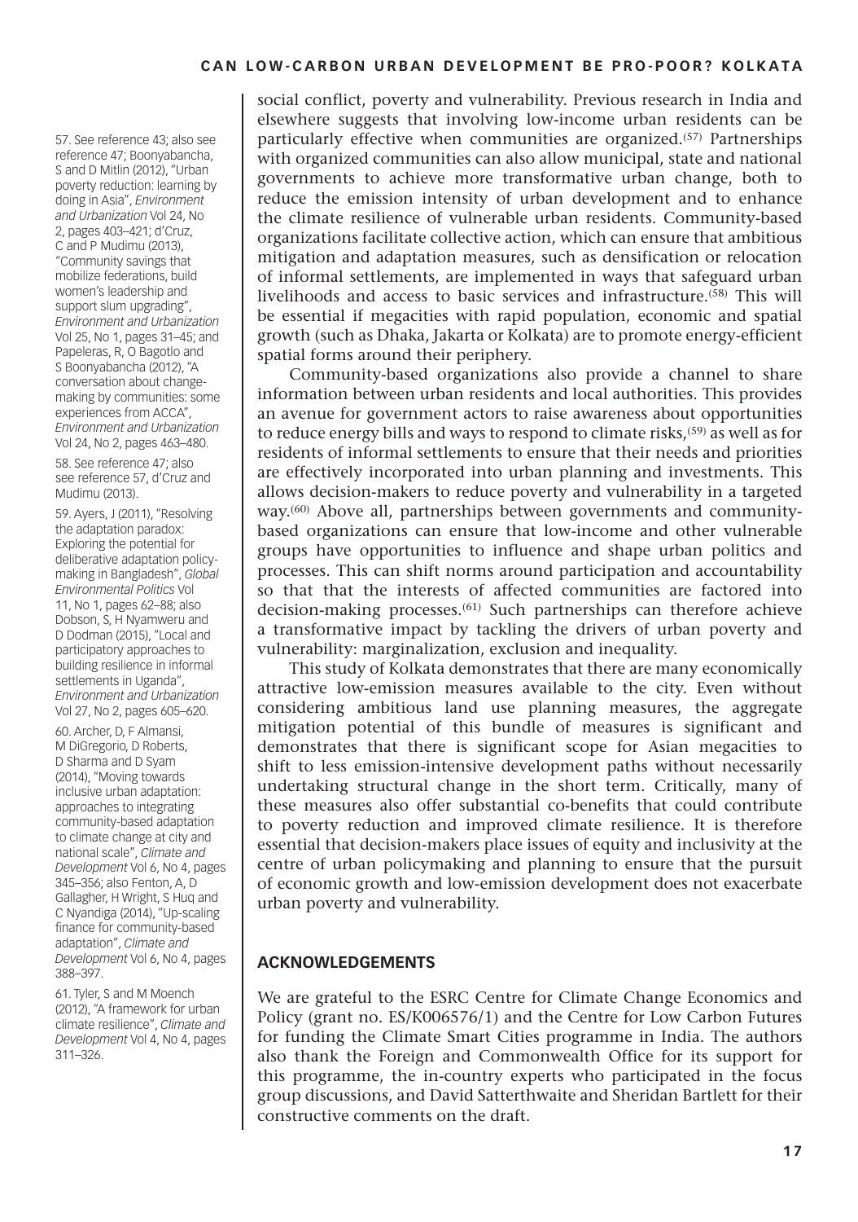social conflict, poverty and vulnerability. Previous research in India and elsewhere suggests that involving low-income urban residents can be particularly effective when communities are organized.[57] Partnerships with organized communities can also allow municipal, state and national governments to achieve more transformative urban change, both to reduce the emission intensity of urban development and to enhance the climate resilience of vulnerable urban residents. Community-based organizations facilitate collective action, which can ensure that ambitious mitigation and adaptation measures, such as densification or relocation of informal settlements, are implemented in ways that safeguard urban livelihoods and access to basic services and infrastructure.[58] This will be essential if megacities with rapid population, economic and spatial growth (such as Dhaka, Jakarta or Kolkata) are to promote energy-efficient spatial forms around their periphery.

Community-based organizations also provide a channel to share information between urban residents and local authorities. This provides an avenue for government actors to raise awareness about opportunities to reduce energy bills and ways to respond to climate risks,[59] as well as for residents of informal settlements to ensure that their needs and priorities are effectively incorporated into urban planning and investments. This allows decision-makers to reduce poverty and vulnerability in a targeted way.[60] Above all, partnerships between governments and community-based organizations can ensure that low-income and other vulnerable groups have opportunities to influence and shape urban politics and processes. This can shift norms around participation and accountability so that that the interests of affected communities are factored into decision-making processes.[61] Such partnerships can therefore achieve a transformative impact by tackling the drivers of urban poverty and vulnerability: marginalization, exclusion and inequality.

This study of Kolkata demonstrates that there are many economically attractive low-emission measures available to the city. Even without considering ambitious land use planning measures, the aggregate mitigation potential of this bundle of measures is significant and demonstrates that there is significant scope for Asian megacities to shift to less emission-intensive development paths without necessarily undertaking structural change in the short term. Critically, many of these measures also offer substantial co-benefits that could contribute to poverty reduction and improved climate resilience. It is therefore essential that decision-makers place issues of equity and inclusivity at the centre of urban policymaking and planning to ensure that the pursuit of economic growth and low-emission development does not exacerbate urban poverty and vulnerability.

## ACKNOWLEDGEMENTS

We are grateful to the ESRC Centre for Climate Change Economics and Policy (grant no. ES/K006576/1) and the Centre for Low Carbon Futures for funding the Climate Smart Cities programme in India. The authors also thank the Foreign and Commonwealth Office for its support for this programme, the in-country experts who participated in the focus group discussions, and David Satterthwaite and Sheridan Bartlett for their constructive comments on the draft.

---

57. See reference 43; also see reference 47; Boonyabancha, S and D Mitlin (2012), "Urban poverty reduction: learning by doing in Asia", *Environment and Urbanization* Vol 24, No 2, pages 403–421; d'Cruz, C and P Mudimu (2013), "Community savings that mobilize federations, build women's leadership and support slum upgrading", *Environment and Urbanization* Vol 25, No 1, pages 31–45; and Papeleras, R, O Bagotlo and S Boonyabancha (2012), "A conversation about change-making by communities: some experiences from ACCA", *Environment and Urbanization* Vol 24, No 2, pages 463–480.

58. See reference 47; also see reference 57, d'Cruz and Mudimu (2013).

59. Ayers, J (2011), "Resolving the adaptation paradox: Exploring the potential for deliberative adaptation policy-making in Bangladesh", *Global Environmental Politics* Vol 11, No 1, pages 62–88; also Dobson, S, H Nyamweru and D Dodman (2015), "Local and participatory approaches to building resilience in informal settlements in Uganda", *Environment and Urbanization* Vol 27, No 2, pages 605–620.

60. Archer, D, F Almansi, M DiGregorio, D Roberts, D Sharma and D Syam (2014), "Moving towards inclusive urban adaptation: approaches to integrating community-based adaptation to climate change at city and national scale", *Climate and Development* Vol 6, No 4, pages 345–356; also Fenton, A, D Gallagher, H Wright, S Huq and C Nyandiga (2014), "Up-scaling finance for community-based adaptation", *Climate and Development* Vol 6, No 4, pages 388–397.

61. Tyler, S and M Moench (2012), "A framework for urban climate resilience", *Climate and Development* Vol 4, No 4, pages 311–326.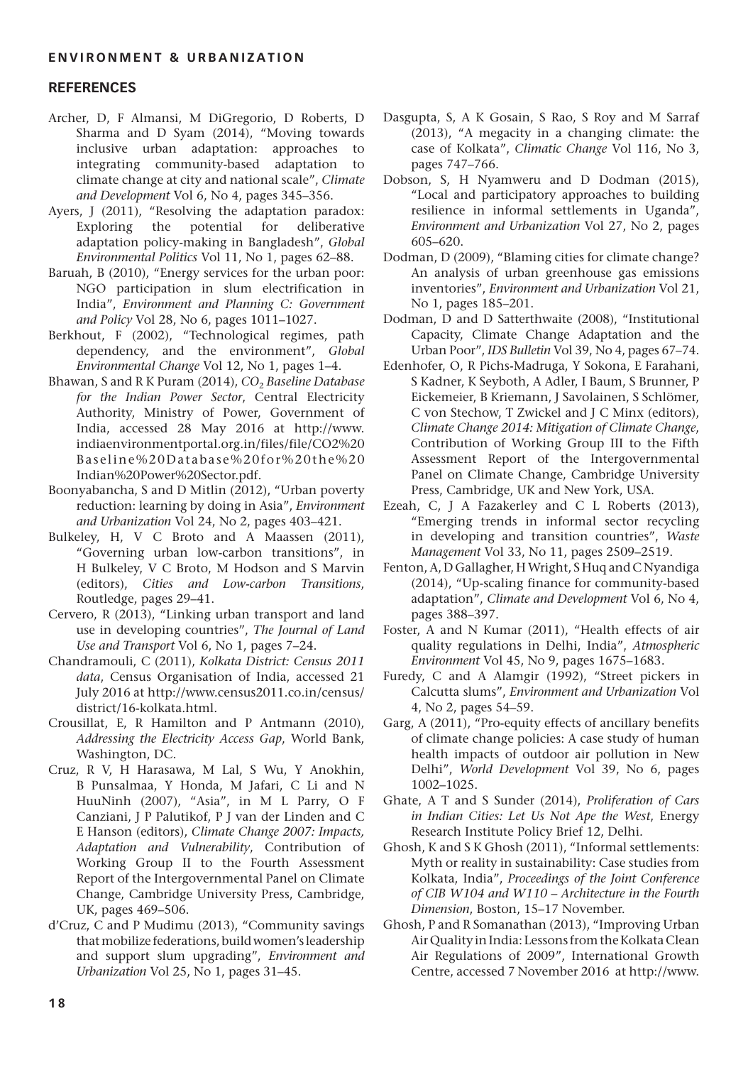## REFERENCES

Archer, D, F Almansi, M DiGregorio, D Roberts, D Sharma and D Syam (2014), "Moving towards inclusive urban adaptation: approaches to integrating community-based adaptation to climate change at city and national scale", *Climate and Development* Vol 6, No 4, pages 345–356.

Ayers, J (2011), "Resolving the adaptation paradox: Exploring the potential for deliberative adaptation policy-making in Bangladesh", *Global Environmental Politics* Vol 11, No 1, pages 62–88.

Baruah, B (2010), "Energy services for the urban poor: NGO participation in slum electrification in India", *Environment and Planning C: Government and Policy* Vol 28, No 6, pages 1011–1027.

Berkhout, F (2002), "Technological regimes, path dependency, and the environment", *Global Environmental Change* Vol 12, No 1, pages 1–4.

Bhawan, S and R K Puram (2014), *$CO_2$ Baseline Database for the Indian Power Sector*, Central Electricity Authority, Ministry of Power, Government of India, accessed 28 May 2016 at http://www.indiaenvironmentportal.org.in/files/file/CO2%20Baseline%20Database%20for%20the%20Indian%20Power%20Sector.pdf.

Boonyabancha, S and D Mitlin (2012), "Urban poverty reduction: learning by doing in Asia", *Environment and Urbanization* Vol 24, No 2, pages 403–421.

Bulkeley, H, V C Broto and A Maassen (2011), "Governing urban low-carbon transitions", in H Bulkeley, V C Broto, M Hodson and S Marvin (editors), *Cities and Low-carbon Transitions*, Routledge, pages 29–41.

Cervero, R (2013), "Linking urban transport and land use in developing countries", *The Journal of Land Use and Transport* Vol 6, No 1, pages 7–24.

Chandramouli, C (2011), *Kolkata District: Census 2011 data*, Census Organisation of India, accessed 21 July 2016 at http://www.census2011.co.in/census/district/16-kolkata.html.

Crousillat, E, R Hamilton and P Antmann (2010), *Addressing the Electricity Access Gap*, World Bank, Washington, DC.

Cruz, R V, H Harasawa, M Lal, S Wu, Y Anokhin, B Punsalmaa, Y Honda, M Jafari, C Li and N HuuNinh (2007), "Asia", in M L Parry, O F Canziani, J P Palutikof, P J van der Linden and C E Hanson (editors), *Climate Change 2007: Impacts, Adaptation and Vulnerability*, Contribution of Working Group II to the Fourth Assessment Report of the Intergovernmental Panel on Climate Change, Cambridge University Press, Cambridge, UK, pages 469–506.

d'Cruz, C and P Mudimu (2013), "Community savings that mobilize federations, build women's leadership and support slum upgrading", *Environment and Urbanization* Vol 25, No 1, pages 31–45.

Dasgupta, S, A K Gosain, S Rao, S Roy and M Sarraf (2013), "A megacity in a changing climate: the case of Kolkata", *Climatic Change* Vol 116, No 3, pages 747–766.

Dobson, S, H Nyamweru and D Dodman (2015), "Local and participatory approaches to building resilience in informal settlements in Uganda", *Environment and Urbanization* Vol 27, No 2, pages 605–620.

Dodman, D (2009), "Blaming cities for climate change? An analysis of urban greenhouse gas emissions inventories", *Environment and Urbanization* Vol 21, No 1, pages 185–201.

Dodman, D and D Satterthwaite (2008), "Institutional Capacity, Climate Change Adaptation and the Urban Poor", *IDS Bulletin* Vol 39, No 4, pages 67–74.

Edenhofer, O, R Pichs-Madruga, Y Sokona, E Farahani, S Kadner, K Seyboth, A Adler, I Baum, S Brunner, P Eickemeier, B Kriemann, J Savolainen, S Schlömer, C von Stechow, T Zwickel and J C Minx (editors), *Climate Change 2014: Mitigation of Climate Change*, Contribution of Working Group III to the Fifth Assessment Report of the Intergovernmental Panel on Climate Change, Cambridge University Press, Cambridge, UK and New York, USA.

Ezeah, C, J A Fazakerley and C L Roberts (2013), "Emerging trends in informal sector recycling in developing and transition countries", *Waste Management* Vol 33, No 11, pages 2509–2519.

Fenton, A, D Gallagher, H Wright, S Huq and C Nyandiga (2014), "Up-scaling finance for community-based adaptation", *Climate and Development* Vol 6, No 4, pages 388–397.

Foster, A and N Kumar (2011), "Health effects of air quality regulations in Delhi, India", *Atmospheric Environment* Vol 45, No 9, pages 1675–1683.

Furedy, C and A Alamgir (1992), "Street pickers in Calcutta slums", *Environment and Urbanization* Vol 4, No 2, pages 54–59.

Garg, A (2011), "Pro-equity effects of ancillary benefits of climate change policies: A case study of human health impacts of outdoor air pollution in New Delhi", *World Development* Vol 39, No 6, pages 1002–1025.

Ghate, A T and S Sunder (2014), *Proliferation of Cars in Indian Cities: Let Us Not Ape the West*, Energy Research Institute Policy Brief 12, Delhi.

Ghosh, K and S K Ghosh (2011), "Informal settlements: Myth or reality in sustainability: Case studies from Kolkata, India", *Proceedings of the Joint Conference of CIB W104 and W110 – Architecture in the Fourth Dimension*, Boston, 15–17 November.

Ghosh, P and R Somanathan (2013), "Improving Urban Air Quality in India: Lessons from the Kolkata Clean Air Regulations of 2009", International Growth Centre, accessed 7 November 2016 at http://www.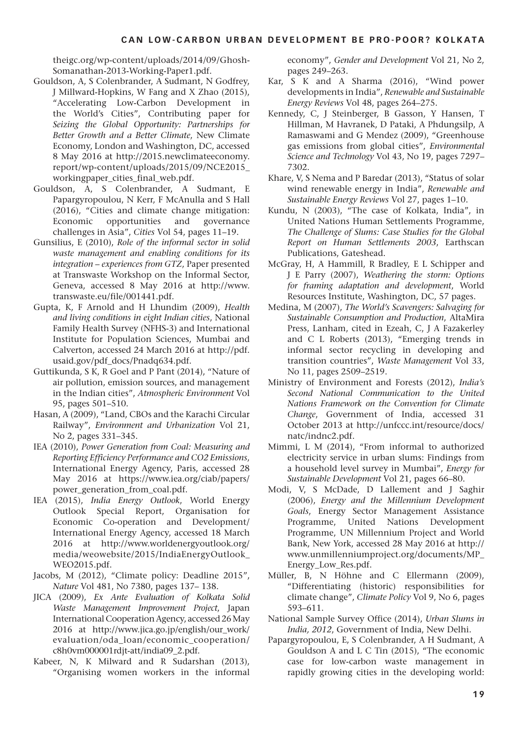theigc.org/wp-content/uploads/2014/09/Ghosh-Somanathan-2013-Working-Paper1.pdf.

Gouldson, A, S Colenbrander, A Sudmant, N Godfrey, J Millward-Hopkins, W Fang and X Zhao (2015), "Accelerating Low-Carbon Development in the World's Cities", Contributing paper for *Seizing the Global Opportunity: Partnerships for Better Growth and a Better Climate*, New Climate Economy, London and Washington, DC, accessed 8 May 2016 at http://2015.newclimateeconomy.report/wp-content/uploads/2015/09/NCE2015_workingpaper_cities_final_web.pdf.

Gouldson, A, S Colenbrander, A Sudmant, E Papargyropoulou, N Kerr, F McAnulla and S Hall (2016), "Cities and climate change mitigation: Economic opportunities and governance challenges in Asia", *Cities* Vol 54, pages 11–19.

Gunsilius, E (2010), *Role of the informal sector in solid waste management and enabling conditions for its integration – experiences from GTZ*, Paper presented at Transwaste Workshop on the Informal Sector, Geneva, accessed 8 May 2016 at http://www.transwaste.eu/file/001441.pdf.

Gupta, K, F Arnold and H Lhundim (2009), *Health and living conditions in eight Indian cities*, National Family Health Survey (NFHS-3) and International Institute for Population Sciences, Mumbai and Calverton, accessed 24 March 2016 at http://pdf.usaid.gov/pdf_docs/Pnadq634.pdf.

Guttikunda, S K, R Goel and P Pant (2014), "Nature of air pollution, emission sources, and management in the Indian cities", *Atmospheric Environment* Vol 95, pages 501–510.

Hasan, A (2009), "Land, CBOs and the Karachi Circular Railway", *Environment and Urbanization* Vol 21, No 2, pages 331–345.

IEA (2010), *Power Generation from Coal: Measuring and Reporting Efficiency Performance and CO2 Emissions*, International Energy Agency, Paris, accessed 28 May 2016 at https://www.iea.org/ciab/papers/power_generation_from_coal.pdf.

IEA (2015), *India Energy Outlook*, World Energy Outlook Special Report, Organisation for Economic Co-operation and Development/International Energy Agency, accessed 18 March 2016 at http://www.worldenergyoutlook.org/media/weowebsite/2015/IndiaEnergyOutlook_WEO2015.pdf.

Jacobs, M (2012), "Climate policy: Deadline 2015", *Nature* Vol 481, No 7380, pages 137– 138.

JICA (2009), *Ex Ante Evaluation of Kolkata Solid Waste Management Improvement Project*, Japan International Cooperation Agency, accessed 26 May 2016 at http://www.jica.go.jp/english/our_work/evaluation/oda_loan/economic_cooperation/c8h0vm000001rdjt-att/india09_2.pdf.

Kabeer, N, K Milward and R Sudarshan (2013), "Organising women workers in the informal economy", *Gender and Development* Vol 21, No 2, pages 249–263.

Kar, S K and A Sharma (2016), "Wind power developments in India", *Renewable and Sustainable Energy Reviews* Vol 48, pages 264–275.

Kennedy, C, J Steinberger, B Gasson, Y Hansen, T Hillman, M Havranek, D Pataki, A Phdungsilp, A Ramaswami and G Mendez (2009), "Greenhouse gas emissions from global cities", *Environmental Science and Technology* Vol 43, No 19, pages 7297–7302.

Khare, V, S Nema and P Baredar (2013), "Status of solar wind renewable energy in India", *Renewable and Sustainable Energy Reviews* Vol 27, pages 1–10.

Kundu, N (2003), "The case of Kolkata, India", in United Nations Human Settlements Programme, *The Challenge of Slums: Case Studies for the Global Report on Human Settlements 2003*, Earthscan Publications, Gateshead.

McGray, H, A Hammill, R Bradley, E L Schipper and J E Parry (2007), *Weathering the storm: Options for framing adaptation and development*, World Resources Institute, Washington, DC, 57 pages.

Medina, M (2007), *The World's Scavengers: Salvaging for Sustainable Consumption and Production*, AltaMira Press, Lanham, cited in Ezeah, C, J A Fazakerley and C L Roberts (2013), "Emerging trends in informal sector recycling in developing and transition countries", *Waste Management* Vol 33, No 11, pages 2509–2519.

Ministry of Environment and Forests (2012), *India's Second National Communication to the United Nations Framework on the Convention for Climate Change*, Government of India, accessed 31 October 2013 at http://unfccc.int/resource/docs/natc/indnc2.pdf.

Mimmi, L M (2014), "From informal to authorized electricity service in urban slums: Findings from a household level survey in Mumbai", *Energy for Sustainable Development* Vol 21, pages 66–80.

Modi, V, S McDade, D Lallement and J Saghir (2006), *Energy and the Millennium Development Goals*, Energy Sector Management Assistance Programme, United Nations Development Programme, UN Millennium Project and World Bank, New York, accessed 28 May 2016 at http://www.unmillenniumproject.org/documents/MP_Energy_Low_Res.pdf.

Müller, B, N Höhne and C Ellermann (2009), "Differentiating (historic) responsibilities for climate change", *Climate Policy* Vol 9, No 6, pages 593–611.

National Sample Survey Office (2014), *Urban Slums in India, 2012*, Government of India, New Delhi.

Papargyropoulou, E, S Colenbrander, A H Sudmant, A Gouldson A and L C Tin (2015), "The economic case for low-carbon waste management in rapidly growing cities in the developing world: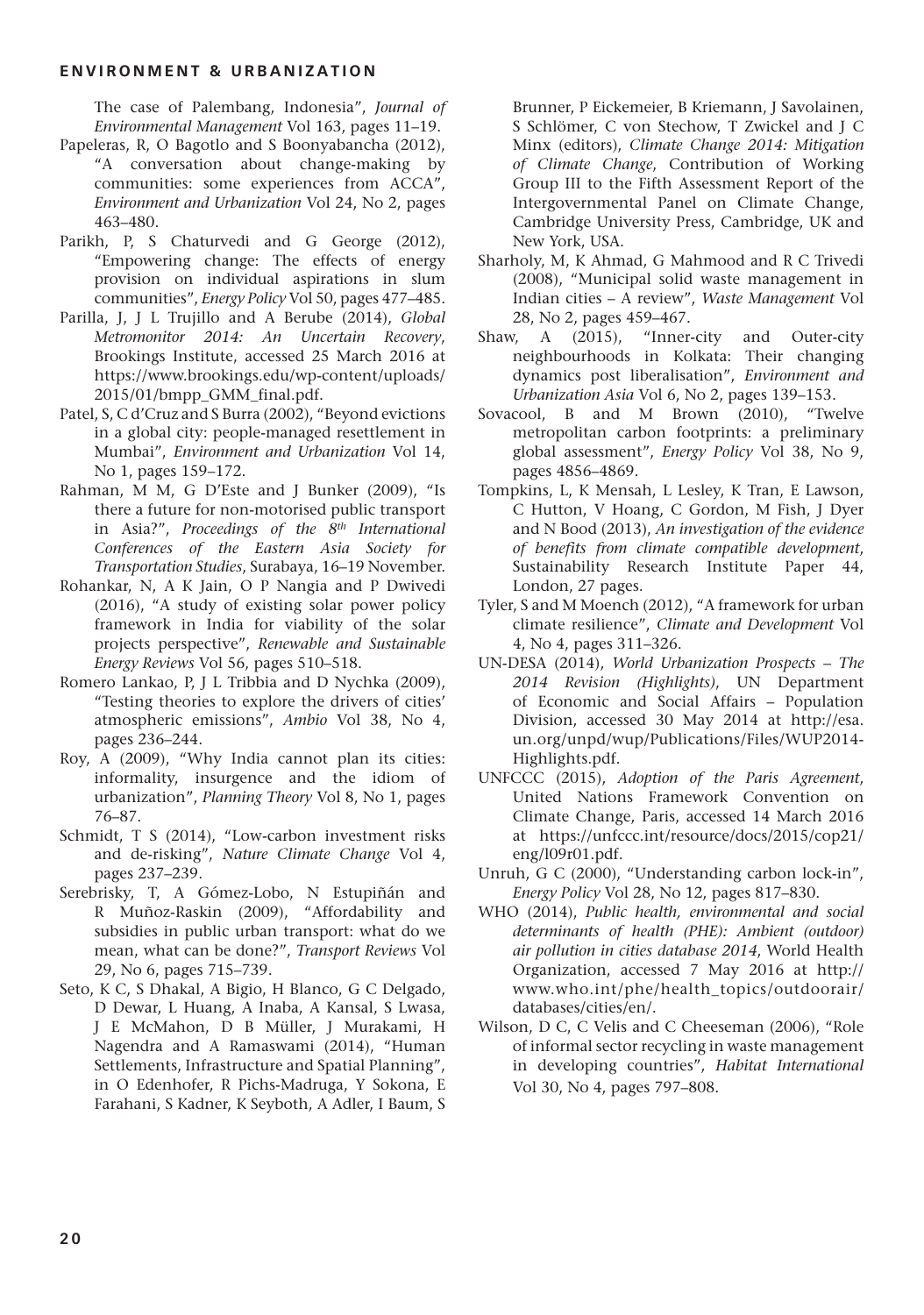The case of Palembang, Indonesia", *Journal of Environmental Management* Vol 163, pages 11–19.

Papeleras, R, O Bagotlo and S Boonyabancha (2012), "A conversation about change-making by communities: some experiences from ACCA", *Environment and Urbanization* Vol 24, No 2, pages 463–480.

Parikh, P, S Chaturvedi and G George (2012), "Empowering change: The effects of energy provision on individual aspirations in slum communities", *Energy Policy* Vol 50, pages 477–485.

Parilla, J, J L Trujillo and A Berube (2014), *Global Metromonitor 2014: An Uncertain Recovery*, Brookings Institute, accessed 25 March 2016 at https://www.brookings.edu/wp-content/uploads/2015/01/bmpp_GMM_final.pdf.

Patel, S, C d'Cruz and S Burra (2002), "Beyond evictions in a global city: people-managed resettlement in Mumbai", *Environment and Urbanization* Vol 14, No 1, pages 159–172.

Rahman, M M, G D'Este and J Bunker (2009), "Is there a future for non-motorised public transport in Asia?", *Proceedings of the 8th International Conferences of the Eastern Asia Society for Transportation Studies*, Surabaya, 16–19 November.

Rohankar, N, A K Jain, O P Nangia and P Dwivedi (2016), "A study of existing solar power policy framework in India for viability of the solar projects perspective", *Renewable and Sustainable Energy Reviews* Vol 56, pages 510–518.

Romero Lankao, P, J L Tribbia and D Nychka (2009), "Testing theories to explore the drivers of cities' atmospheric emissions", *Ambio* Vol 38, No 4, pages 236–244.

Roy, A (2009), "Why India cannot plan its cities: informality, insurgence and the idiom of urbanization", *Planning Theory* Vol 8, No 1, pages 76–87.

Schmidt, T S (2014), "Low-carbon investment risks and de-risking", *Nature Climate Change* Vol 4, pages 237–239.

Serebrisky, T, A Gómez-Lobo, N Estupiñán and R Muñoz-Raskin (2009), "Affordability and subsidies in public urban transport: what do we mean, what can be done?", *Transport Reviews* Vol 29, No 6, pages 715–739.

Seto, K C, S Dhakal, A Bigio, H Blanco, G C Delgado, D Dewar, L Huang, A Inaba, A Kansal, S Lwasa, J E McMahon, D B Müller, J Murakami, H Nagendra and A Ramaswami (2014), "Human Settlements, Infrastructure and Spatial Planning", in O Edenhofer, R Pichs-Madruga, Y Sokona, E Farahani, S Kadner, K Seyboth, A Adler, I Baum, S Brunner, P Eickemeier, B Kriemann, J Savolainen, S Schlömer, C von Stechow, T Zwickel and J C Minx (editors), *Climate Change 2014: Mitigation of Climate Change*, Contribution of Working Group III to the Fifth Assessment Report of the Intergovernmental Panel on Climate Change, Cambridge University Press, Cambridge, UK and New York, USA.

Sharholy, M, K Ahmad, G Mahmood and R C Trivedi (2008), "Municipal solid waste management in Indian cities – A review", *Waste Management* Vol 28, No 2, pages 459–467.

Shaw, A (2015), "Inner-city and Outer-city neighbourhoods in Kolkata: Their changing dynamics post liberalisation", *Environment and Urbanization Asia* Vol 6, No 2, pages 139–153.

Sovacool, B and M Brown (2010), "Twelve metropolitan carbon footprints: a preliminary global assessment", *Energy Policy* Vol 38, No 9, pages 4856–4869.

Tompkins, L, K Mensah, L Lesley, K Tran, E Lawson, C Hutton, V Hoang, C Gordon, M Fish, J Dyer and N Bood (2013), *An investigation of the evidence of benefits from climate compatible development*, Sustainability Research Institute Paper 44, London, 27 pages.

Tyler, S and M Moench (2012), "A framework for urban climate resilience", *Climate and Development* Vol 4, No 4, pages 311–326.

UN-DESA (2014), *World Urbanization Prospects – The 2014 Revision (Highlights)*, UN Department of Economic and Social Affairs – Population Division, accessed 30 May 2014 at http://esa.un.org/unpd/wup/Publications/Files/WUP2014-Highlights.pdf.

UNFCCC (2015), *Adoption of the Paris Agreement*, United Nations Framework Convention on Climate Change, Paris, accessed 14 March 2016 at https://unfccc.int/resource/docs/2015/cop21/eng/l09r01.pdf.

Unruh, G C (2000), "Understanding carbon lock-in", *Energy Policy* Vol 28, No 12, pages 817–830.

WHO (2014), *Public health, environmental and social determinants of health (PHE): Ambient (outdoor) air pollution in cities database 2014*, World Health Organization, accessed 7 May 2016 at http://www.who.int/phe/health_topics/outdoorair/databases/cities/en/.

Wilson, D C, C Velis and C Cheeseman (2006), "Role of informal sector recycling in waste management in developing countries", *Habitat International* Vol 30, No 4, pages 797–808.